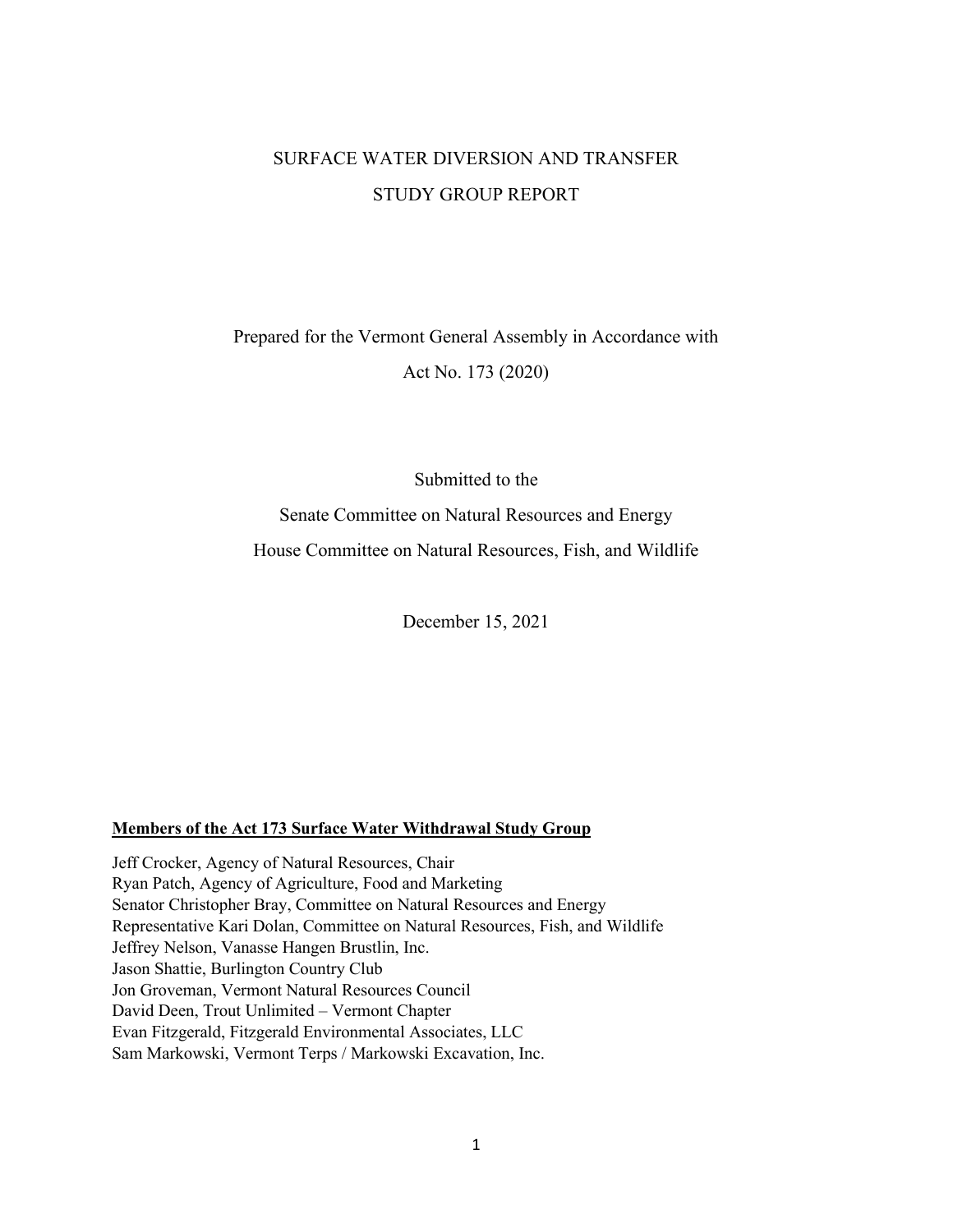# SURFACE WATER DIVERSION AND TRANSFER

# STUDY GROUP REPORT

Prepared for the Vermont General Assembly in Accordance with

Act No. 173 (2020)

Submitted to the

Senate Committee on Natural Resources and Energy

House Committee on Natural Resources, Fish, and Wildlife

December 15, 2021

**Members of the Act 173 Surface Water Withdrawal Study Group**

Jeff Crocker, Agency of Natural Resources, Chair
Ryan Patch, Agency of Agriculture, Food and Marketing
Senator Christopher Bray, Committee on Natural Resources and Energy
Representative Kari Dolan, Committee on Natural Resources, Fish, and Wildlife
Jeffrey Nelson, Vanasse Hangen Brustlin, Inc.
Jason Shattie, Burlington Country Club
Jon Groveman, Vermont Natural Resources Council
David Deen, Trout Unlimited – Vermont Chapter
Evan Fitzgerald, Fitzgerald Environmental Associates, LLC
Sam Markowski, Vermont Terps / Markowski Excavation, Inc.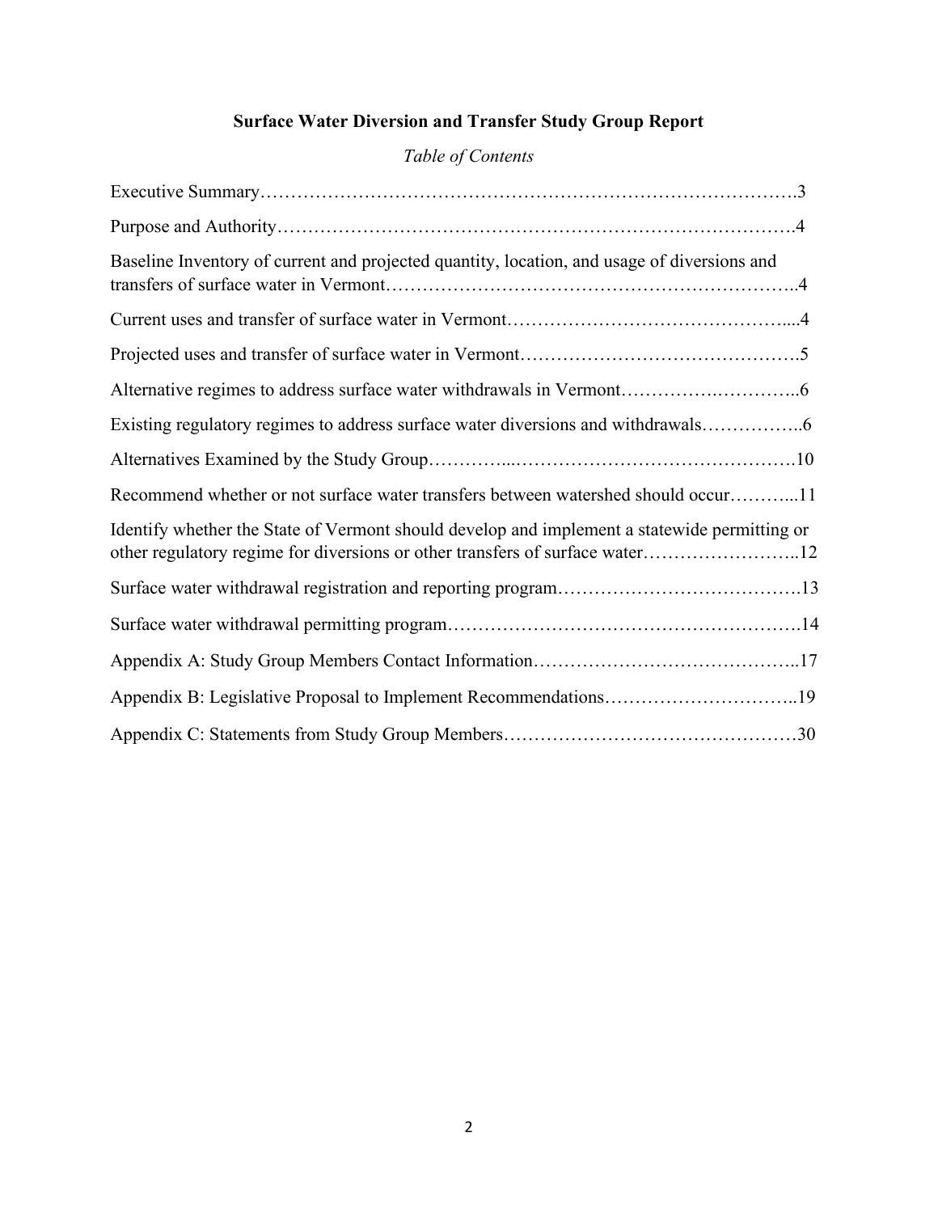**Surface Water Diversion and Transfer Study Group Report**

*Table of Contents*

Executive Summary……………………………………………………………………………3

Purpose and Authority…………………………………………………………………………4

Baseline Inventory of current and projected quantity, location, and usage of diversions and transfers of surface water in Vermont………………………………………………………..4

Current uses and transfer of surface water in Vermont……………………………………....4

Projected uses and transfer of surface water in Vermont……………………………………….5

Alternative regimes to address surface water withdrawals in Vermont…………….…………..6

Existing regulatory regimes to address surface water diversions and withdrawals……………..6

Alternatives Examined by the Study Group…………...……………………………………….10

Recommend whether or not surface water transfers between watershed should occur………...11

Identify whether the State of Vermont should develop and implement a statewide permitting or other regulatory regime for diversions or other transfers of surface water……………………..12

Surface water withdrawal registration and reporting program………………………………….13

Surface water withdrawal permitting program………………………………………………….14

Appendix A: Study Group Members Contact Information……………………………………..17

Appendix B: Legislative Proposal to Implement Recommendations…………………………..19

Appendix C: Statements from Study Group Members…………………………………………30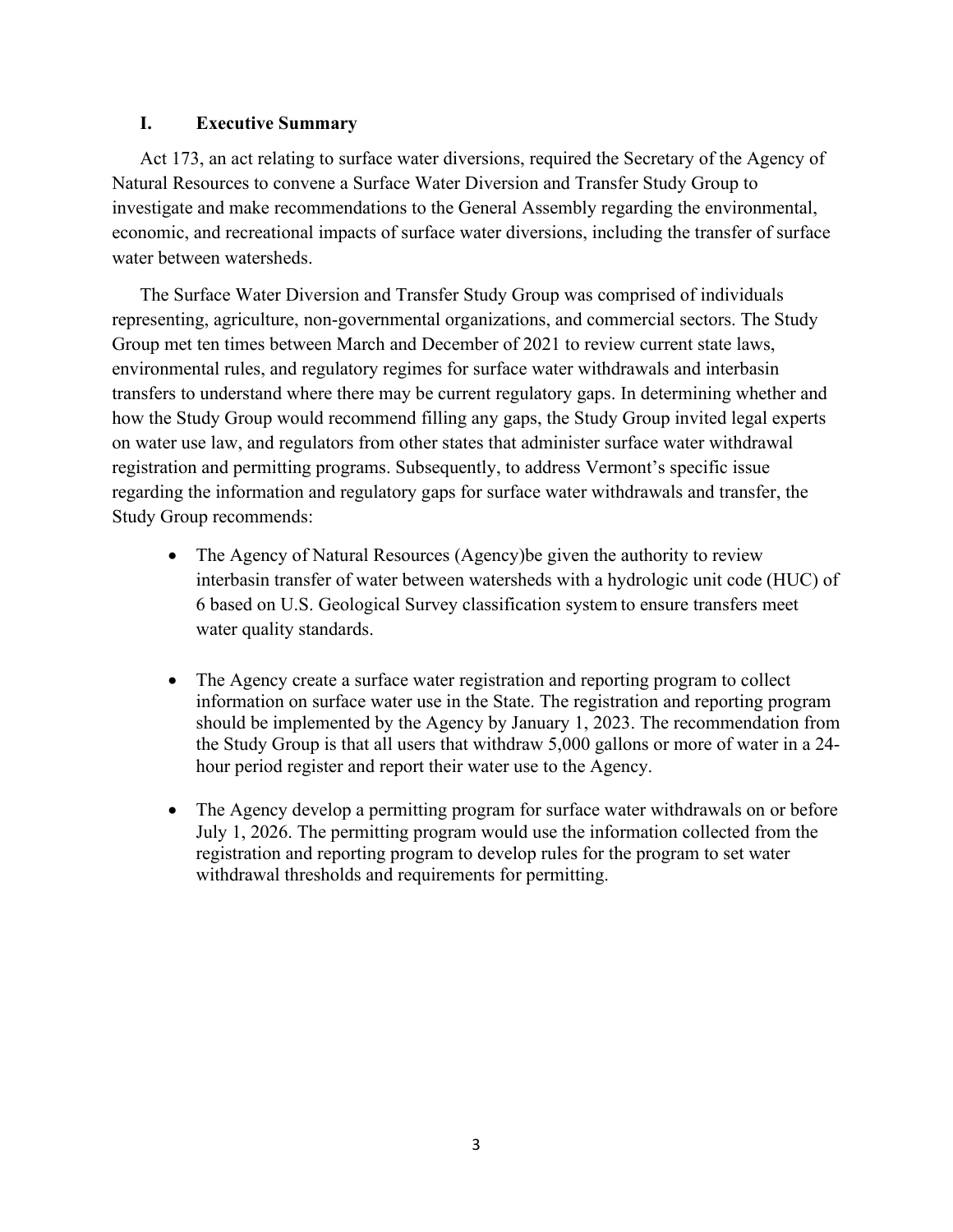## I. Executive Summary

Act 173, an act relating to surface water diversions, required the Secretary of the Agency of Natural Resources to convene a Surface Water Diversion and Transfer Study Group to investigate and make recommendations to the General Assembly regarding the environmental, economic, and recreational impacts of surface water diversions, including the transfer of surface water between watersheds.

The Surface Water Diversion and Transfer Study Group was comprised of individuals representing, agriculture, non-governmental organizations, and commercial sectors. The Study Group met ten times between March and December of 2021 to review current state laws, environmental rules, and regulatory regimes for surface water withdrawals and interbasin transfers to understand where there may be current regulatory gaps. In determining whether and how the Study Group would recommend filling any gaps, the Study Group invited legal experts on water use law, and regulators from other states that administer surface water withdrawal registration and permitting programs. Subsequently, to address Vermont's specific issue regarding the information and regulatory gaps for surface water withdrawals and transfer, the Study Group recommends:

- The Agency of Natural Resources (Agency)be given the authority to review interbasin transfer of water between watersheds with a hydrologic unit code (HUC) of 6 based on U.S. Geological Survey classification system to ensure transfers meet water quality standards.

- The Agency create a surface water registration and reporting program to collect information on surface water use in the State. The registration and reporting program should be implemented by the Agency by January 1, 2023. The recommendation from the Study Group is that all users that withdraw 5,000 gallons or more of water in a 24-hour period register and report their water use to the Agency.

- The Agency develop a permitting program for surface water withdrawals on or before July 1, 2026. The permitting program would use the information collected from the registration and reporting program to develop rules for the program to set water withdrawal thresholds and requirements for permitting.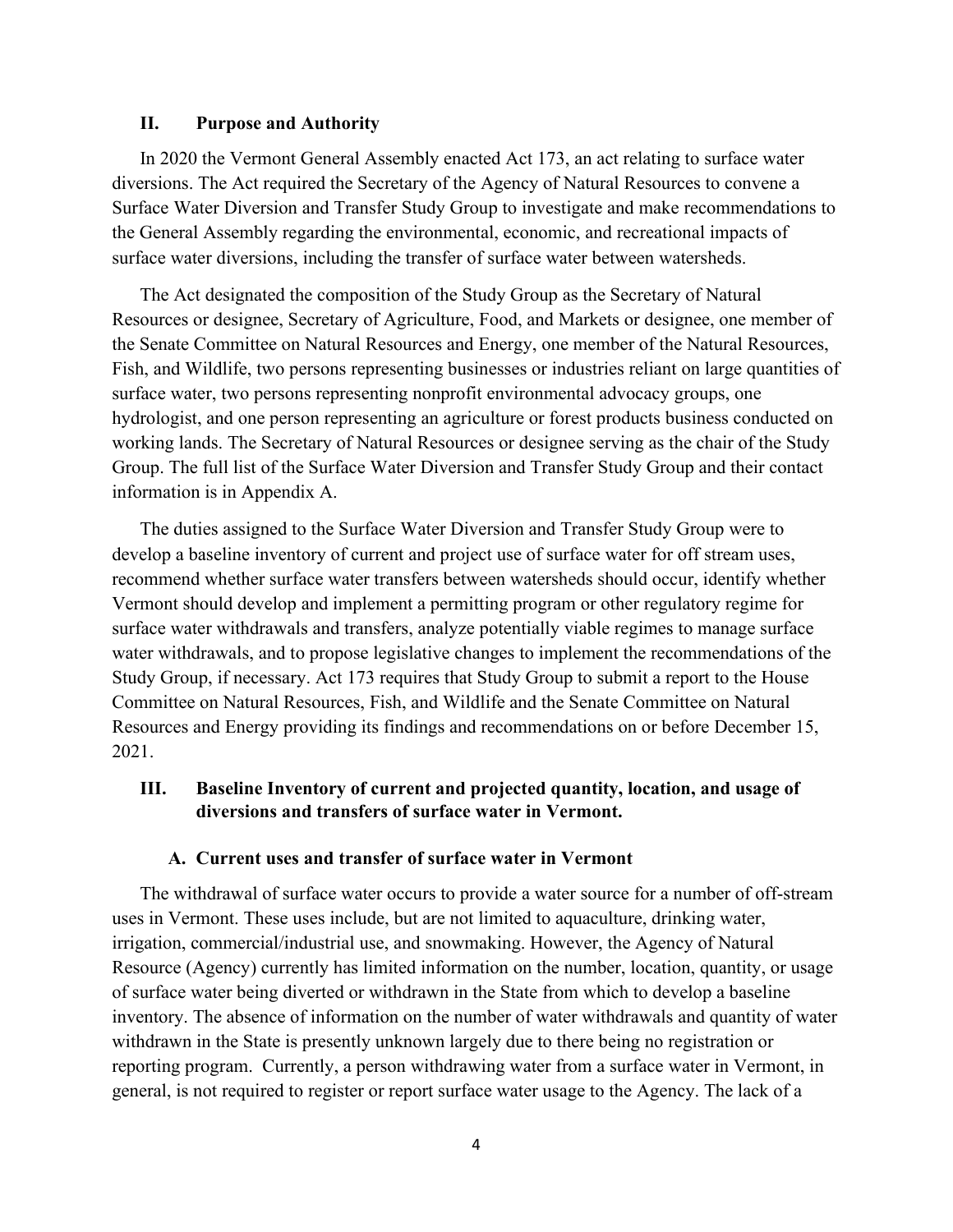## II. Purpose and Authority

In 2020 the Vermont General Assembly enacted Act 173, an act relating to surface water diversions. The Act required the Secretary of the Agency of Natural Resources to convene a Surface Water Diversion and Transfer Study Group to investigate and make recommendations to the General Assembly regarding the environmental, economic, and recreational impacts of surface water diversions, including the transfer of surface water between watersheds.

The Act designated the composition of the Study Group as the Secretary of Natural Resources or designee, Secretary of Agriculture, Food, and Markets or designee, one member of the Senate Committee on Natural Resources and Energy, one member of the Natural Resources, Fish, and Wildlife, two persons representing businesses or industries reliant on large quantities of surface water, two persons representing nonprofit environmental advocacy groups, one hydrologist, and one person representing an agriculture or forest products business conducted on working lands. The Secretary of Natural Resources or designee serving as the chair of the Study Group. The full list of the Surface Water Diversion and Transfer Study Group and their contact information is in Appendix A.

The duties assigned to the Surface Water Diversion and Transfer Study Group were to develop a baseline inventory of current and project use of surface water for off stream uses, recommend whether surface water transfers between watersheds should occur, identify whether Vermont should develop and implement a permitting program or other regulatory regime for surface water withdrawals and transfers, analyze potentially viable regimes to manage surface water withdrawals, and to propose legislative changes to implement the recommendations of the Study Group, if necessary. Act 173 requires that Study Group to submit a report to the House Committee on Natural Resources, Fish, and Wildlife and the Senate Committee on Natural Resources and Energy providing its findings and recommendations on or before December 15, 2021.

## III. Baseline Inventory of current and projected quantity, location, and usage of diversions and transfers of surface water in Vermont.

### A. Current uses and transfer of surface water in Vermont

The withdrawal of surface water occurs to provide a water source for a number of off-stream uses in Vermont. These uses include, but are not limited to aquaculture, drinking water, irrigation, commercial/industrial use, and snowmaking. However, the Agency of Natural Resource (Agency) currently has limited information on the number, location, quantity, or usage of surface water being diverted or withdrawn in the State from which to develop a baseline inventory. The absence of information on the number of water withdrawals and quantity of water withdrawn in the State is presently unknown largely due to there being no registration or reporting program. Currently, a person withdrawing water from a surface water in Vermont, in general, is not required to register or report surface water usage to the Agency. The lack of a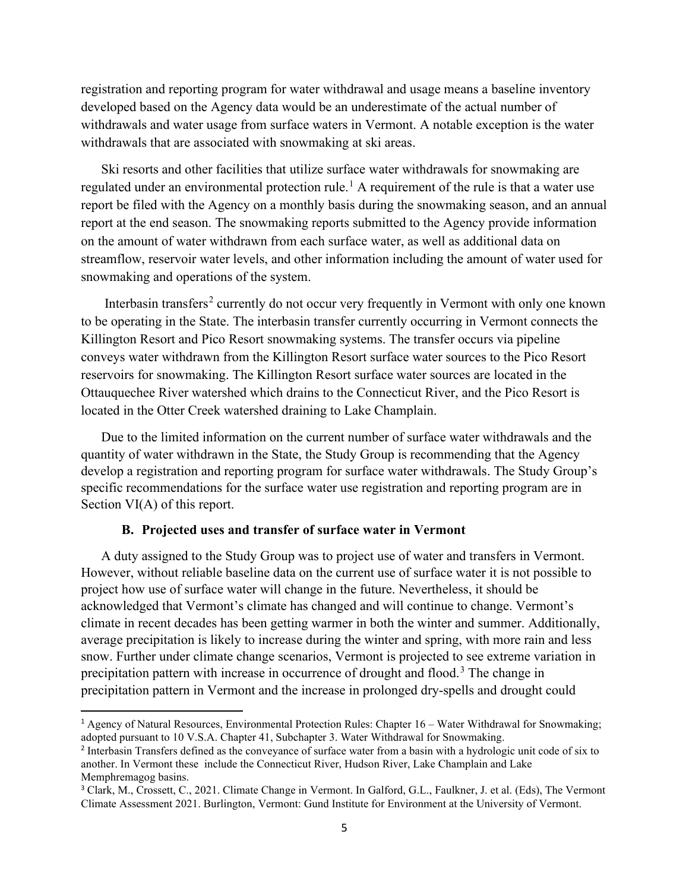registration and reporting program for water withdrawal and usage means a baseline inventory developed based on the Agency data would be an underestimate of the actual number of withdrawals and water usage from surface waters in Vermont. A notable exception is the water withdrawals that are associated with snowmaking at ski areas.

Ski resorts and other facilities that utilize surface water withdrawals for snowmaking are regulated under an environmental protection rule.[1] A requirement of the rule is that a water use report be filed with the Agency on a monthly basis during the snowmaking season, and an annual report at the end season. The snowmaking reports submitted to the Agency provide information on the amount of water withdrawn from each surface water, as well as additional data on streamflow, reservoir water levels, and other information including the amount of water used for snowmaking and operations of the system.

Interbasin transfers[2] currently do not occur very frequently in Vermont with only one known to be operating in the State. The interbasin transfer currently occurring in Vermont connects the Killington Resort and Pico Resort snowmaking systems. The transfer occurs via pipeline conveys water withdrawn from the Killington Resort surface water sources to the Pico Resort reservoirs for snowmaking. The Killington Resort surface water sources are located in the Ottauquechee River watershed which drains to the Connecticut River, and the Pico Resort is located in the Otter Creek watershed draining to Lake Champlain.

Due to the limited information on the current number of surface water withdrawals and the quantity of water withdrawn in the State, the Study Group is recommending that the Agency develop a registration and reporting program for surface water withdrawals. The Study Group's specific recommendations for the surface water use registration and reporting program are in Section VI(A) of this report.

### B. Projected uses and transfer of surface water in Vermont

A duty assigned to the Study Group was to project use of water and transfers in Vermont. However, without reliable baseline data on the current use of surface water it is not possible to project how use of surface water will change in the future. Nevertheless, it should be acknowledged that Vermont's climate has changed and will continue to change. Vermont's climate in recent decades has been getting warmer in both the winter and summer. Additionally, average precipitation is likely to increase during the winter and spring, with more rain and less snow. Further under climate change scenarios, Vermont is projected to see extreme variation in precipitation pattern with increase in occurrence of drought and flood.[3] The change in precipitation pattern in Vermont and the increase in prolonged dry-spells and drought could

---

[1] Agency of Natural Resources, Environmental Protection Rules: Chapter 16 – Water Withdrawal for Snowmaking; adopted pursuant to 10 V.S.A. Chapter 41, Subchapter 3. Water Withdrawal for Snowmaking.

[2] Interbasin Transfers defined as the conveyance of surface water from a basin with a hydrologic unit code of six to another. In Vermont these include the Connecticut River, Hudson River, Lake Champlain and Lake Memphremagog basins.

[3] Clark, M., Crossett, C., 2021. Climate Change in Vermont. In Galford, G.L., Faulkner, J. et al. (Eds), The Vermont Climate Assessment 2021. Burlington, Vermont: Gund Institute for Environment at the University of Vermont.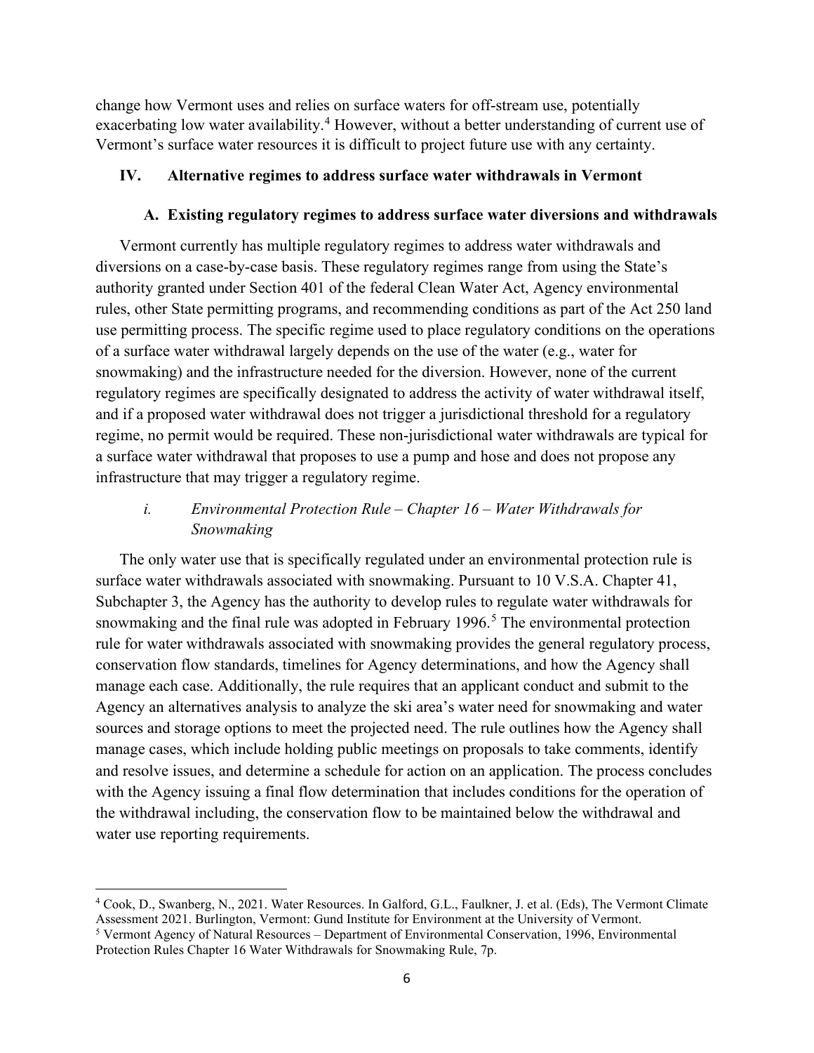change how Vermont uses and relies on surface waters for off-stream use, potentially exacerbating low water availability.[4] However, without a better understanding of current use of Vermont's surface water resources it is difficult to project future use with any certainty.

## IV. Alternative regimes to address surface water withdrawals in Vermont

### A. Existing regulatory regimes to address surface water diversions and withdrawals

Vermont currently has multiple regulatory regimes to address water withdrawals and diversions on a case-by-case basis. These regulatory regimes range from using the State's authority granted under Section 401 of the federal Clean Water Act, Agency environmental rules, other State permitting programs, and recommending conditions as part of the Act 250 land use permitting process. The specific regime used to place regulatory conditions on the operations of a surface water withdrawal largely depends on the use of the water (e.g., water for snowmaking) and the infrastructure needed for the diversion. However, none of the current regulatory regimes are specifically designated to address the activity of water withdrawal itself, and if a proposed water withdrawal does not trigger a jurisdictional threshold for a regulatory regime, no permit would be required. These non-jurisdictional water withdrawals are typical for a surface water withdrawal that proposes to use a pump and hose and does not propose any infrastructure that may trigger a regulatory regime.

#### *i. Environmental Protection Rule – Chapter 16 – Water Withdrawals for Snowmaking*

The only water use that is specifically regulated under an environmental protection rule is surface water withdrawals associated with snowmaking. Pursuant to 10 V.S.A. Chapter 41, Subchapter 3, the Agency has the authority to develop rules to regulate water withdrawals for snowmaking and the final rule was adopted in February 1996.[5] The environmental protection rule for water withdrawals associated with snowmaking provides the general regulatory process, conservation flow standards, timelines for Agency determinations, and how the Agency shall manage each case. Additionally, the rule requires that an applicant conduct and submit to the Agency an alternatives analysis to analyze the ski area's water need for snowmaking and water sources and storage options to meet the projected need. The rule outlines how the Agency shall manage cases, which include holding public meetings on proposals to take comments, identify and resolve issues, and determine a schedule for action on an application. The process concludes with the Agency issuing a final flow determination that includes conditions for the operation of the withdrawal including, the conservation flow to be maintained below the withdrawal and water use reporting requirements.

---

[4] Cook, D., Swanberg, N., 2021. Water Resources. In Galford, G.L., Faulkner, J. et al. (Eds), The Vermont Climate Assessment 2021. Burlington, Vermont: Gund Institute for Environment at the University of Vermont.

[5] Vermont Agency of Natural Resources – Department of Environmental Conservation, 1996, Environmental Protection Rules Chapter 16 Water Withdrawals for Snowmaking Rule, 7p.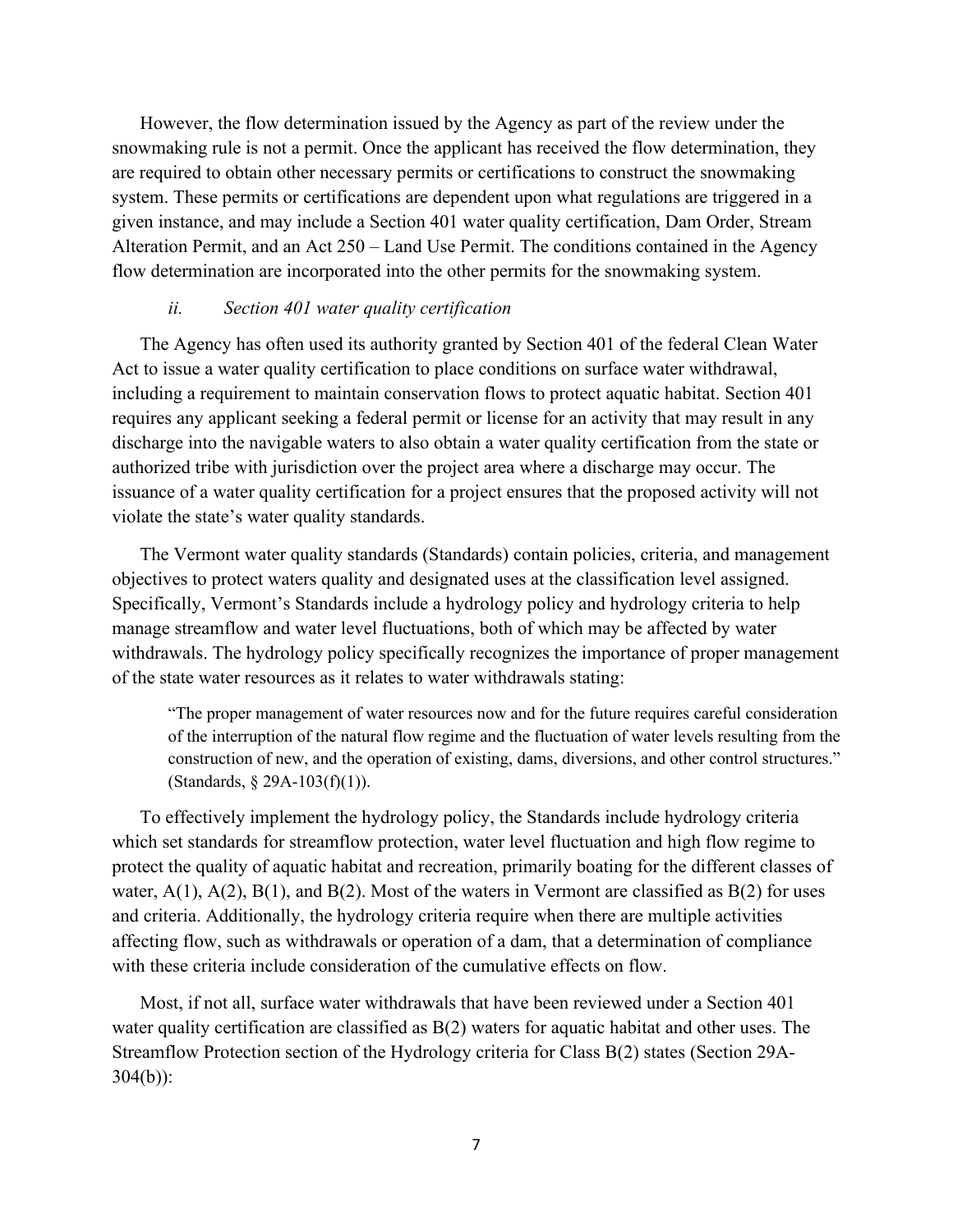However, the flow determination issued by the Agency as part of the review under the snowmaking rule is not a permit. Once the applicant has received the flow determination, they are required to obtain other necessary permits or certifications to construct the snowmaking system. These permits or certifications are dependent upon what regulations are triggered in a given instance, and may include a Section 401 water quality certification, Dam Order, Stream Alteration Permit, and an Act 250 – Land Use Permit. The conditions contained in the Agency flow determination are incorporated into the other permits for the snowmaking system.

#### *ii. Section 401 water quality certification*

The Agency has often used its authority granted by Section 401 of the federal Clean Water Act to issue a water quality certification to place conditions on surface water withdrawal, including a requirement to maintain conservation flows to protect aquatic habitat. Section 401 requires any applicant seeking a federal permit or license for an activity that may result in any discharge into the navigable waters to also obtain a water quality certification from the state or authorized tribe with jurisdiction over the project area where a discharge may occur. The issuance of a water quality certification for a project ensures that the proposed activity will not violate the state's water quality standards.

The Vermont water quality standards (Standards) contain policies, criteria, and management objectives to protect waters quality and designated uses at the classification level assigned. Specifically, Vermont's Standards include a hydrology policy and hydrology criteria to help manage streamflow and water level fluctuations, both of which may be affected by water withdrawals. The hydrology policy specifically recognizes the importance of proper management of the state water resources as it relates to water withdrawals stating:

> "The proper management of water resources now and for the future requires careful consideration of the interruption of the natural flow regime and the fluctuation of water levels resulting from the construction of new, and the operation of existing, dams, diversions, and other control structures." (Standards, § 29A-103(f)(1)).

To effectively implement the hydrology policy, the Standards include hydrology criteria which set standards for streamflow protection, water level fluctuation and high flow regime to protect the quality of aquatic habitat and recreation, primarily boating for the different classes of water, A(1), A(2), B(1), and B(2). Most of the waters in Vermont are classified as B(2) for uses and criteria. Additionally, the hydrology criteria require when there are multiple activities affecting flow, such as withdrawals or operation of a dam, that a determination of compliance with these criteria include consideration of the cumulative effects on flow.

Most, if not all, surface water withdrawals that have been reviewed under a Section 401 water quality certification are classified as B(2) waters for aquatic habitat and other uses. The Streamflow Protection section of the Hydrology criteria for Class B(2) states (Section 29A-304(b)):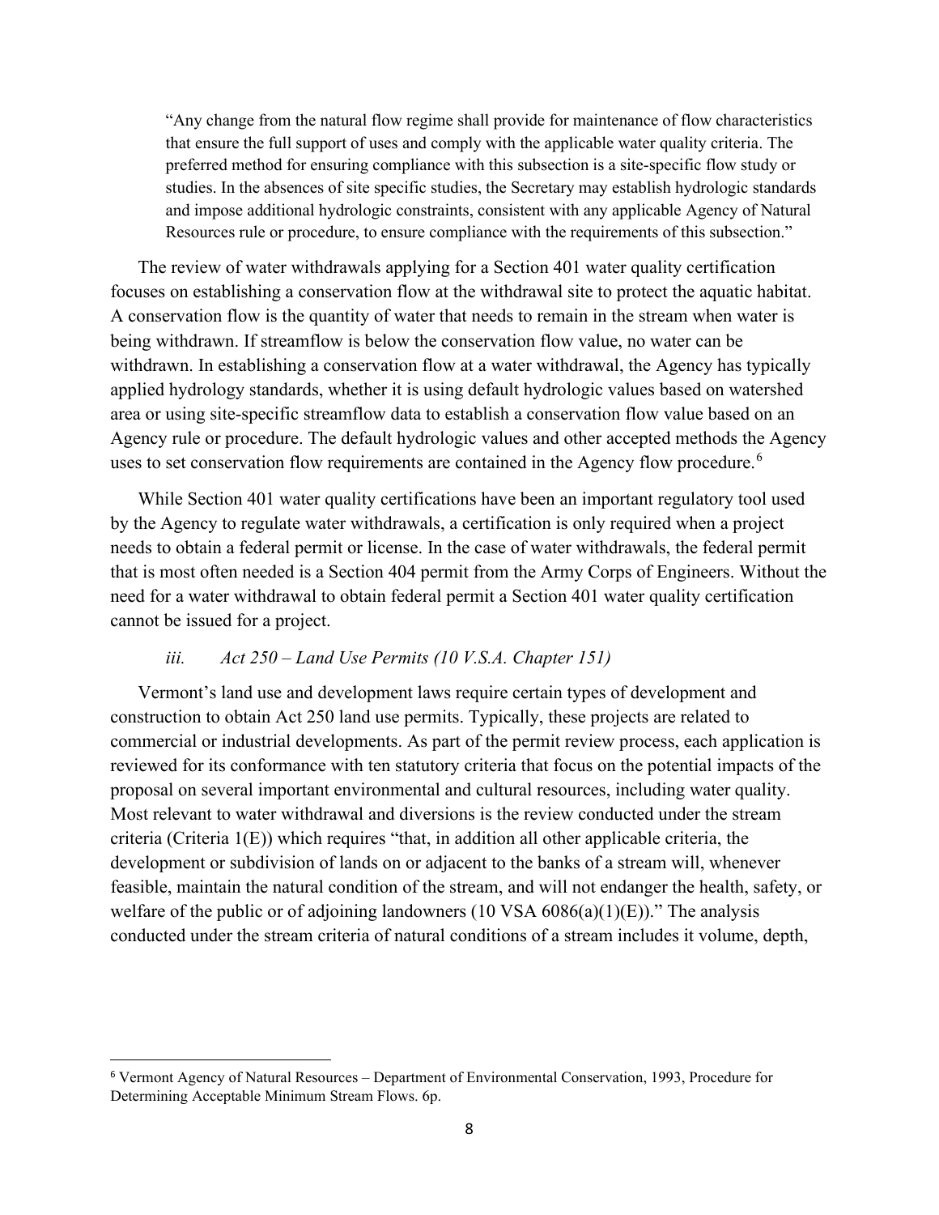> "Any change from the natural flow regime shall provide for maintenance of flow characteristics that ensure the full support of uses and comply with the applicable water quality criteria. The preferred method for ensuring compliance with this subsection is a site-specific flow study or studies. In the absences of site specific studies, the Secretary may establish hydrologic standards and impose additional hydrologic constraints, consistent with any applicable Agency of Natural Resources rule or procedure, to ensure compliance with the requirements of this subsection."

The review of water withdrawals applying for a Section 401 water quality certification focuses on establishing a conservation flow at the withdrawal site to protect the aquatic habitat. A conservation flow is the quantity of water that needs to remain in the stream when water is being withdrawn. If streamflow is below the conservation flow value, no water can be withdrawn. In establishing a conservation flow at a water withdrawal, the Agency has typically applied hydrology standards, whether it is using default hydrologic values based on watershed area or using site-specific streamflow data to establish a conservation flow value based on an Agency rule or procedure. The default hydrologic values and other accepted methods the Agency uses to set conservation flow requirements are contained in the Agency flow procedure.[6]

While Section 401 water quality certifications have been an important regulatory tool used by the Agency to regulate water withdrawals, a certification is only required when a project needs to obtain a federal permit or license. In the case of water withdrawals, the federal permit that is most often needed is a Section 404 permit from the Army Corps of Engineers. Without the need for a water withdrawal to obtain federal permit a Section 401 water quality certification cannot be issued for a project.

*iii. Act 250 – Land Use Permits (10 V.S.A. Chapter 151)*

Vermont's land use and development laws require certain types of development and construction to obtain Act 250 land use permits. Typically, these projects are related to commercial or industrial developments. As part of the permit review process, each application is reviewed for its conformance with ten statutory criteria that focus on the potential impacts of the proposal on several important environmental and cultural resources, including water quality. Most relevant to water withdrawal and diversions is the review conducted under the stream criteria (Criteria 1(E)) which requires "that, in addition all other applicable criteria, the development or subdivision of lands on or adjacent to the banks of a stream will, whenever feasible, maintain the natural condition of the stream, and will not endanger the health, safety, or welfare of the public or of adjoining landowners (10 VSA 6086(a)(1)(E))." The analysis conducted under the stream criteria of natural conditions of a stream includes it volume, depth,

---

[6] Vermont Agency of Natural Resources – Department of Environmental Conservation, 1993, Procedure for Determining Acceptable Minimum Stream Flows. 6p.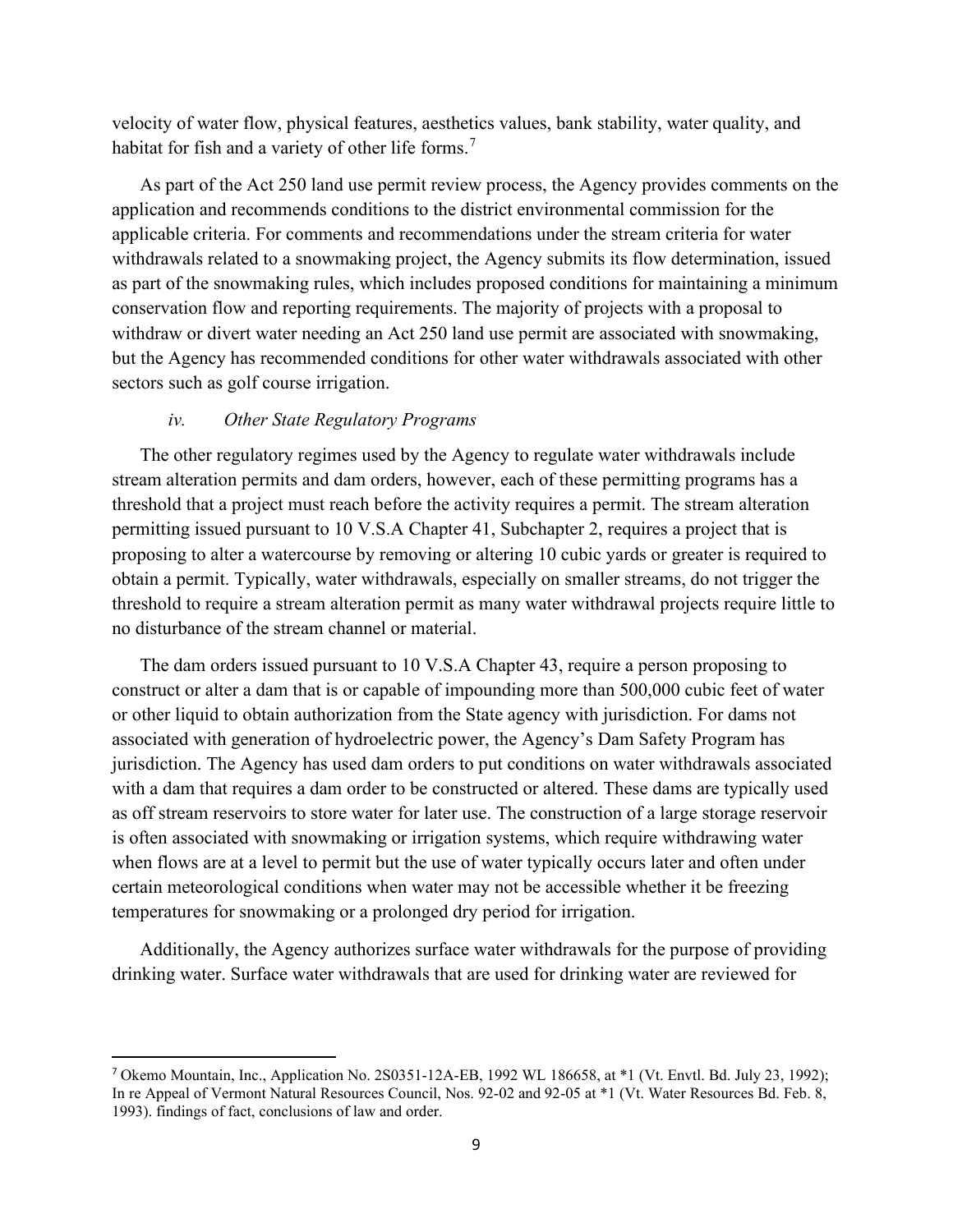velocity of water flow, physical features, aesthetics values, bank stability, water quality, and habitat for fish and a variety of other life forms.[7]

As part of the Act 250 land use permit review process, the Agency provides comments on the application and recommends conditions to the district environmental commission for the applicable criteria. For comments and recommendations under the stream criteria for water withdrawals related to a snowmaking project, the Agency submits its flow determination, issued as part of the snowmaking rules, which includes proposed conditions for maintaining a minimum conservation flow and reporting requirements. The majority of projects with a proposal to withdraw or divert water needing an Act 250 land use permit are associated with snowmaking, but the Agency has recommended conditions for other water withdrawals associated with other sectors such as golf course irrigation.

*iv. Other State Regulatory Programs*

The other regulatory regimes used by the Agency to regulate water withdrawals include stream alteration permits and dam orders, however, each of these permitting programs has a threshold that a project must reach before the activity requires a permit. The stream alteration permitting issued pursuant to 10 V.S.A Chapter 41, Subchapter 2, requires a project that is proposing to alter a watercourse by removing or altering 10 cubic yards or greater is required to obtain a permit. Typically, water withdrawals, especially on smaller streams, do not trigger the threshold to require a stream alteration permit as many water withdrawal projects require little to no disturbance of the stream channel or material.

The dam orders issued pursuant to 10 V.S.A Chapter 43, require a person proposing to construct or alter a dam that is or capable of impounding more than 500,000 cubic feet of water or other liquid to obtain authorization from the State agency with jurisdiction. For dams not associated with generation of hydroelectric power, the Agency's Dam Safety Program has jurisdiction. The Agency has used dam orders to put conditions on water withdrawals associated with a dam that requires a dam order to be constructed or altered. These dams are typically used as off stream reservoirs to store water for later use. The construction of a large storage reservoir is often associated with snowmaking or irrigation systems, which require withdrawing water when flows are at a level to permit but the use of water typically occurs later and often under certain meteorological conditions when water may not be accessible whether it be freezing temperatures for snowmaking or a prolonged dry period for irrigation.

Additionally, the Agency authorizes surface water withdrawals for the purpose of providing drinking water. Surface water withdrawals that are used for drinking water are reviewed for

---

[7] Okemo Mountain, Inc., Application No. 2S0351-12A-EB, 1992 WL 186658, at *1 (Vt. Envtl. Bd. July 23, 1992); In re Appeal of Vermont Natural Resources Council, Nos. 92-02 and 92-05 at *1 (Vt. Water Resources Bd. Feb. 8, 1993). findings of fact, conclusions of law and order.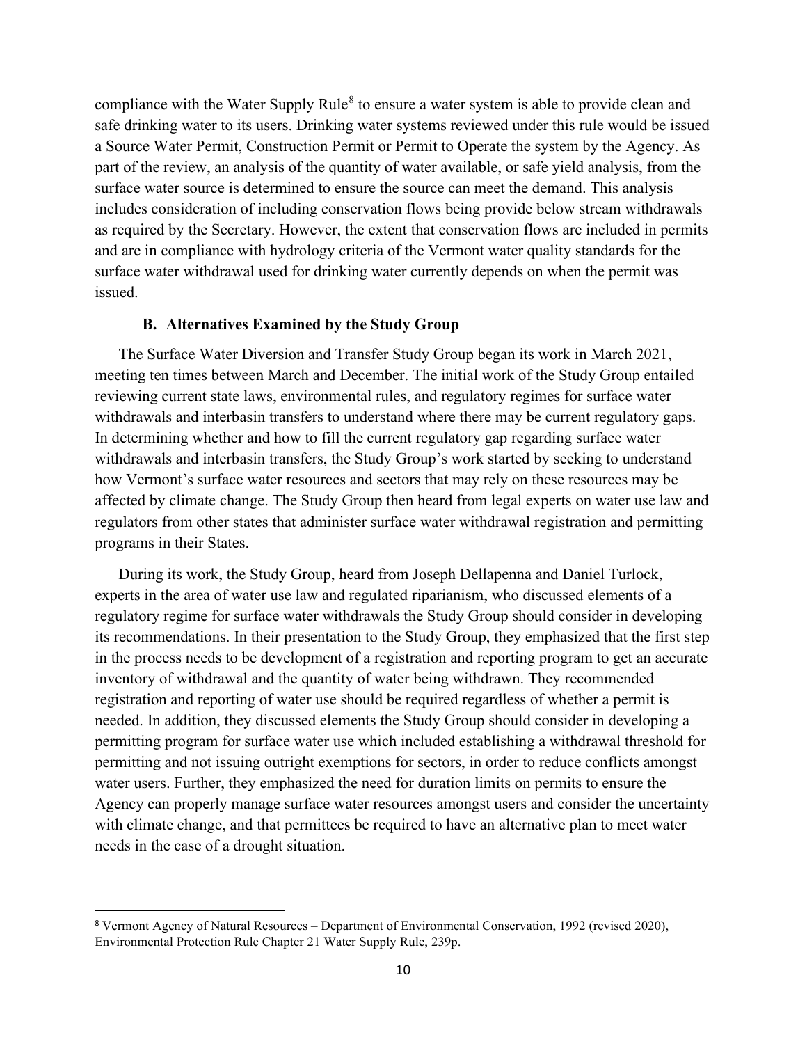compliance with the Water Supply Rule[8] to ensure a water system is able to provide clean and safe drinking water to its users. Drinking water systems reviewed under this rule would be issued a Source Water Permit, Construction Permit or Permit to Operate the system by the Agency. As part of the review, an analysis of the quantity of water available, or safe yield analysis, from the surface water source is determined to ensure the source can meet the demand. This analysis includes consideration of including conservation flows being provide below stream withdrawals as required by the Secretary. However, the extent that conservation flows are included in permits and are in compliance with hydrology criteria of the Vermont water quality standards for the surface water withdrawal used for drinking water currently depends on when the permit was issued.

### B. Alternatives Examined by the Study Group

The Surface Water Diversion and Transfer Study Group began its work in March 2021, meeting ten times between March and December. The initial work of the Study Group entailed reviewing current state laws, environmental rules, and regulatory regimes for surface water withdrawals and interbasin transfers to understand where there may be current regulatory gaps. In determining whether and how to fill the current regulatory gap regarding surface water withdrawals and interbasin transfers, the Study Group's work started by seeking to understand how Vermont's surface water resources and sectors that may rely on these resources may be affected by climate change. The Study Group then heard from legal experts on water use law and regulators from other states that administer surface water withdrawal registration and permitting programs in their States.

During its work, the Study Group, heard from Joseph Dellapenna and Daniel Turlock, experts in the area of water use law and regulated riparianism, who discussed elements of a regulatory regime for surface water withdrawals the Study Group should consider in developing its recommendations. In their presentation to the Study Group, they emphasized that the first step in the process needs to be development of a registration and reporting program to get an accurate inventory of withdrawal and the quantity of water being withdrawn. They recommended registration and reporting of water use should be required regardless of whether a permit is needed. In addition, they discussed elements the Study Group should consider in developing a permitting program for surface water use which included establishing a withdrawal threshold for permitting and not issuing outright exemptions for sectors, in order to reduce conflicts amongst water users. Further, they emphasized the need for duration limits on permits to ensure the Agency can properly manage surface water resources amongst users and consider the uncertainty with climate change, and that permittees be required to have an alternative plan to meet water needs in the case of a drought situation.

---

[8] Vermont Agency of Natural Resources – Department of Environmental Conservation, 1992 (revised 2020), Environmental Protection Rule Chapter 21 Water Supply Rule, 239p.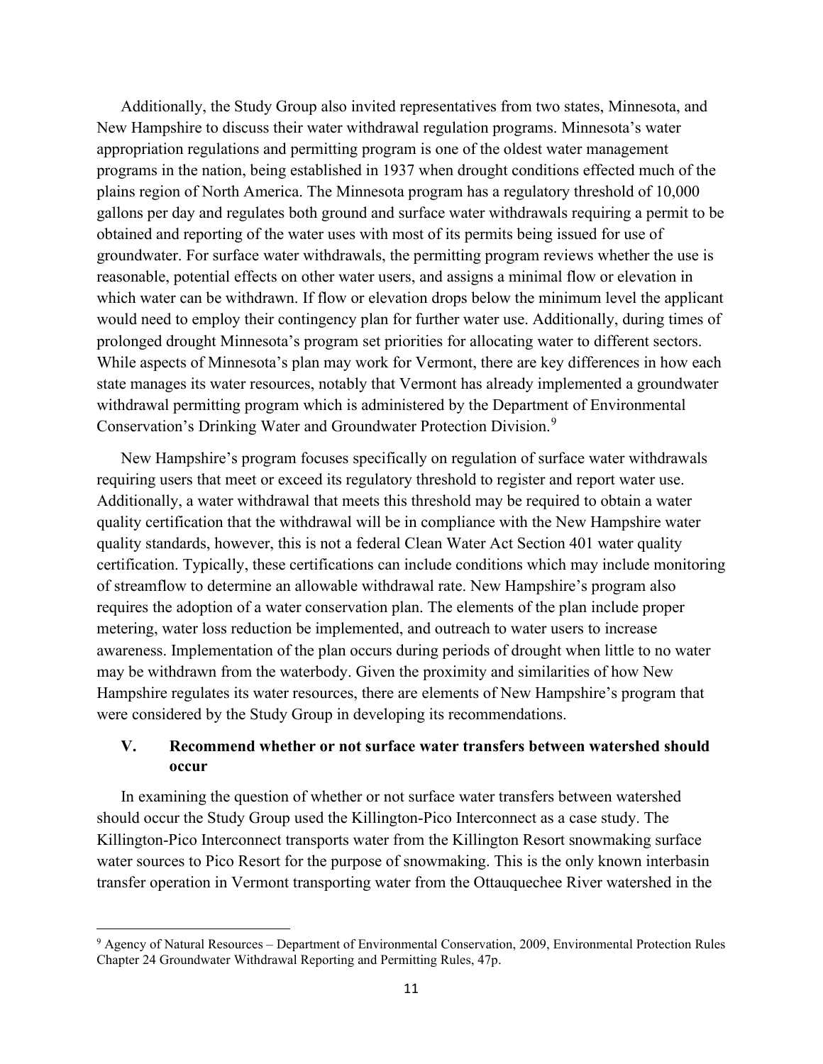Additionally, the Study Group also invited representatives from two states, Minnesota, and New Hampshire to discuss their water withdrawal regulation programs. Minnesota's water appropriation regulations and permitting program is one of the oldest water management programs in the nation, being established in 1937 when drought conditions effected much of the plains region of North America. The Minnesota program has a regulatory threshold of 10,000 gallons per day and regulates both ground and surface water withdrawals requiring a permit to be obtained and reporting of the water uses with most of its permits being issued for use of groundwater. For surface water withdrawals, the permitting program reviews whether the use is reasonable, potential effects on other water users, and assigns a minimal flow or elevation in which water can be withdrawn. If flow or elevation drops below the minimum level the applicant would need to employ their contingency plan for further water use. Additionally, during times of prolonged drought Minnesota's program set priorities for allocating water to different sectors. While aspects of Minnesota's plan may work for Vermont, there are key differences in how each state manages its water resources, notably that Vermont has already implemented a groundwater withdrawal permitting program which is administered by the Department of Environmental Conservation's Drinking Water and Groundwater Protection Division.[9]

New Hampshire's program focuses specifically on regulation of surface water withdrawals requiring users that meet or exceed its regulatory threshold to register and report water use. Additionally, a water withdrawal that meets this threshold may be required to obtain a water quality certification that the withdrawal will be in compliance with the New Hampshire water quality standards, however, this is not a federal Clean Water Act Section 401 water quality certification. Typically, these certifications can include conditions which may include monitoring of streamflow to determine an allowable withdrawal rate. New Hampshire's program also requires the adoption of a water conservation plan. The elements of the plan include proper metering, water loss reduction be implemented, and outreach to water users to increase awareness. Implementation of the plan occurs during periods of drought when little to no water may be withdrawn from the waterbody. Given the proximity and similarities of how New Hampshire regulates its water resources, there are elements of New Hampshire's program that were considered by the Study Group in developing its recommendations.

## V. Recommend whether or not surface water transfers between watershed should occur

In examining the question of whether or not surface water transfers between watershed should occur the Study Group used the Killington-Pico Interconnect as a case study. The Killington-Pico Interconnect transports water from the Killington Resort snowmaking surface water sources to Pico Resort for the purpose of snowmaking. This is the only known interbasin transfer operation in Vermont transporting water from the Ottauquechee River watershed in the

---

[9] Agency of Natural Resources – Department of Environmental Conservation, 2009, Environmental Protection Rules Chapter 24 Groundwater Withdrawal Reporting and Permitting Rules, 47p.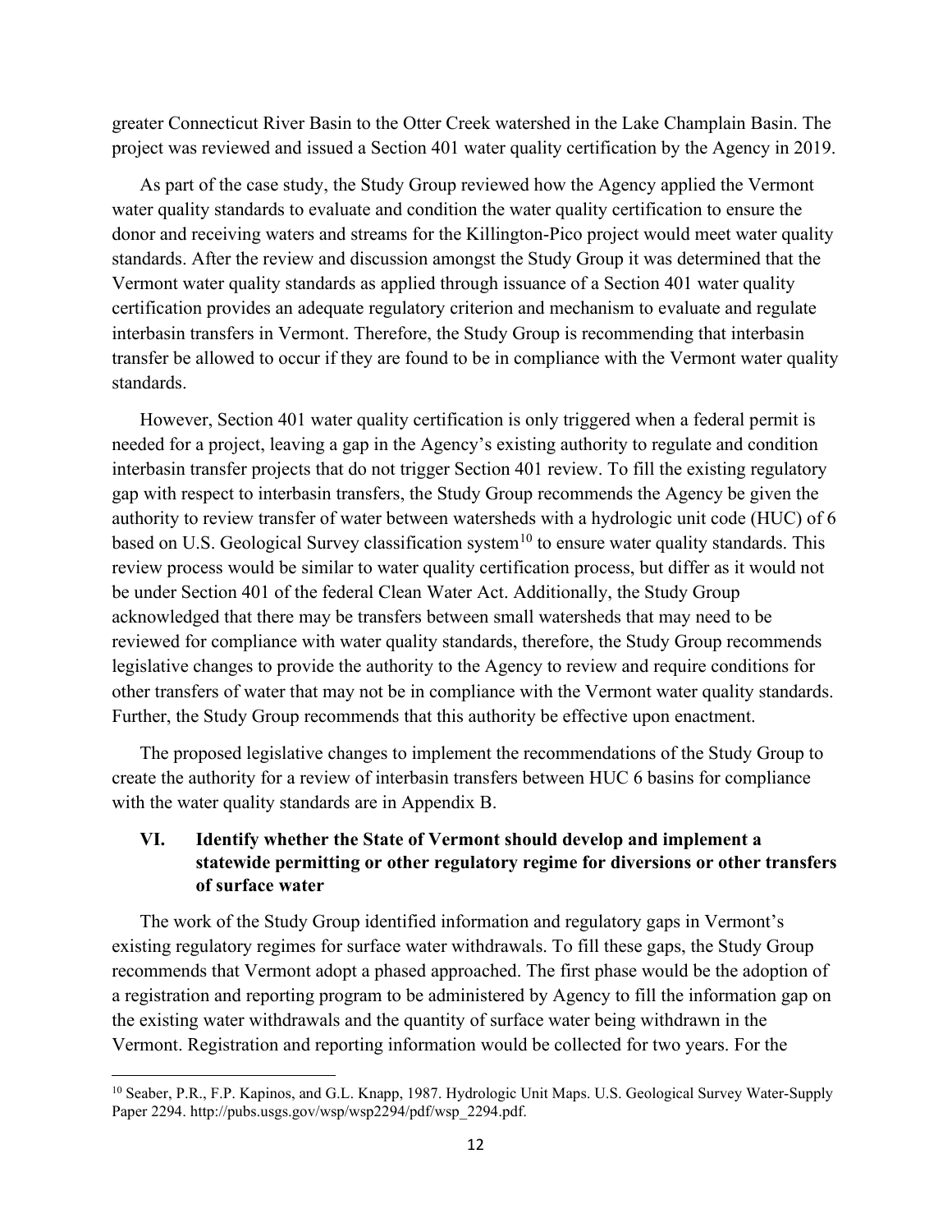greater Connecticut River Basin to the Otter Creek watershed in the Lake Champlain Basin. The project was reviewed and issued a Section 401 water quality certification by the Agency in 2019.

As part of the case study, the Study Group reviewed how the Agency applied the Vermont water quality standards to evaluate and condition the water quality certification to ensure the donor and receiving waters and streams for the Killington-Pico project would meet water quality standards. After the review and discussion amongst the Study Group it was determined that the Vermont water quality standards as applied through issuance of a Section 401 water quality certification provides an adequate regulatory criterion and mechanism to evaluate and regulate interbasin transfers in Vermont. Therefore, the Study Group is recommending that interbasin transfer be allowed to occur if they are found to be in compliance with the Vermont water quality standards.

However, Section 401 water quality certification is only triggered when a federal permit is needed for a project, leaving a gap in the Agency's existing authority to regulate and condition interbasin transfer projects that do not trigger Section 401 review. To fill the existing regulatory gap with respect to interbasin transfers, the Study Group recommends the Agency be given the authority to review transfer of water between watersheds with a hydrologic unit code (HUC) of 6 based on U.S. Geological Survey classification system[10] to ensure water quality standards. This review process would be similar to water quality certification process, but differ as it would not be under Section 401 of the federal Clean Water Act. Additionally, the Study Group acknowledged that there may be transfers between small watersheds that may need to be reviewed for compliance with water quality standards, therefore, the Study Group recommends legislative changes to provide the authority to the Agency to review and require conditions for other transfers of water that may not be in compliance with the Vermont water quality standards. Further, the Study Group recommends that this authority be effective upon enactment.

The proposed legislative changes to implement the recommendations of the Study Group to create the authority for a review of interbasin transfers between HUC 6 basins for compliance with the water quality standards are in Appendix B.

## VI. Identify whether the State of Vermont should develop and implement a statewide permitting or other regulatory regime for diversions or other transfers of surface water

The work of the Study Group identified information and regulatory gaps in Vermont's existing regulatory regimes for surface water withdrawals. To fill these gaps, the Study Group recommends that Vermont adopt a phased approached. The first phase would be the adoption of a registration and reporting program to be administered by Agency to fill the information gap on the existing water withdrawals and the quantity of surface water being withdrawn in the Vermont. Registration and reporting information would be collected for two years. For the

[10] Seaber, P.R., F.P. Kapinos, and G.L. Knapp, 1987. Hydrologic Unit Maps. U.S. Geological Survey Water-Supply Paper 2294. http://pubs.usgs.gov/wsp/wsp2294/pdf/wsp_2294.pdf.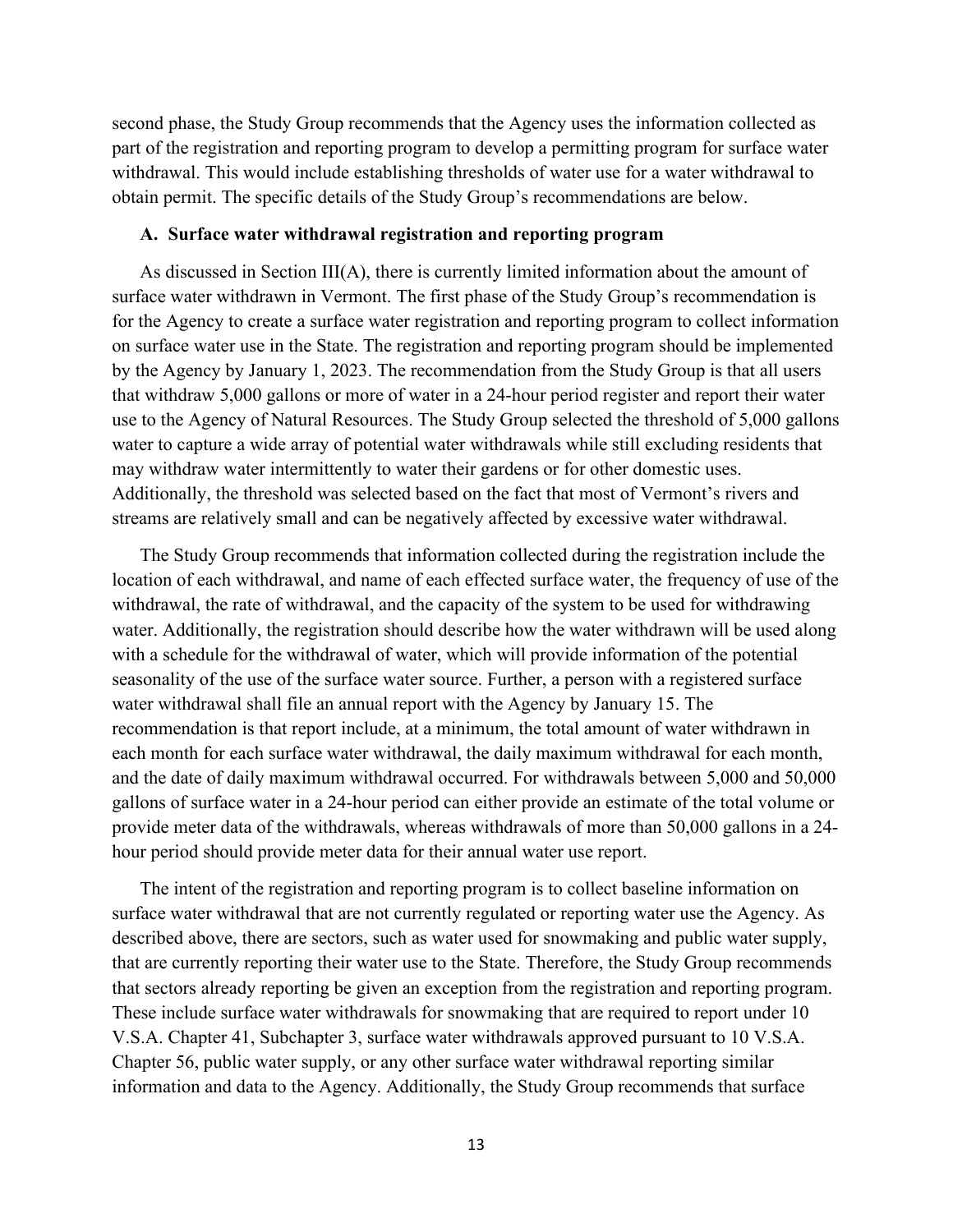second phase, the Study Group recommends that the Agency uses the information collected as part of the registration and reporting program to develop a permitting program for surface water withdrawal. This would include establishing thresholds of water use for a water withdrawal to obtain permit. The specific details of the Study Group's recommendations are below.

### A. Surface water withdrawal registration and reporting program

As discussed in Section III(A), there is currently limited information about the amount of surface water withdrawn in Vermont. The first phase of the Study Group's recommendation is for the Agency to create a surface water registration and reporting program to collect information on surface water use in the State. The registration and reporting program should be implemented by the Agency by January 1, 2023. The recommendation from the Study Group is that all users that withdraw 5,000 gallons or more of water in a 24-hour period register and report their water use to the Agency of Natural Resources. The Study Group selected the threshold of 5,000 gallons water to capture a wide array of potential water withdrawals while still excluding residents that may withdraw water intermittently to water their gardens or for other domestic uses. Additionally, the threshold was selected based on the fact that most of Vermont's rivers and streams are relatively small and can be negatively affected by excessive water withdrawal.

The Study Group recommends that information collected during the registration include the location of each withdrawal, and name of each effected surface water, the frequency of use of the withdrawal, the rate of withdrawal, and the capacity of the system to be used for withdrawing water. Additionally, the registration should describe how the water withdrawn will be used along with a schedule for the withdrawal of water, which will provide information of the potential seasonality of the use of the surface water source. Further, a person with a registered surface water withdrawal shall file an annual report with the Agency by January 15. The recommendation is that report include, at a minimum, the total amount of water withdrawn in each month for each surface water withdrawal, the daily maximum withdrawal for each month, and the date of daily maximum withdrawal occurred. For withdrawals between 5,000 and 50,000 gallons of surface water in a 24-hour period can either provide an estimate of the total volume or provide meter data of the withdrawals, whereas withdrawals of more than 50,000 gallons in a 24-hour period should provide meter data for their annual water use report.

The intent of the registration and reporting program is to collect baseline information on surface water withdrawal that are not currently regulated or reporting water use the Agency. As described above, there are sectors, such as water used for snowmaking and public water supply, that are currently reporting their water use to the State. Therefore, the Study Group recommends that sectors already reporting be given an exception from the registration and reporting program. These include surface water withdrawals for snowmaking that are required to report under 10 V.S.A. Chapter 41, Subchapter 3, surface water withdrawals approved pursuant to 10 V.S.A. Chapter 56, public water supply, or any other surface water withdrawal reporting similar information and data to the Agency. Additionally, the Study Group recommends that surface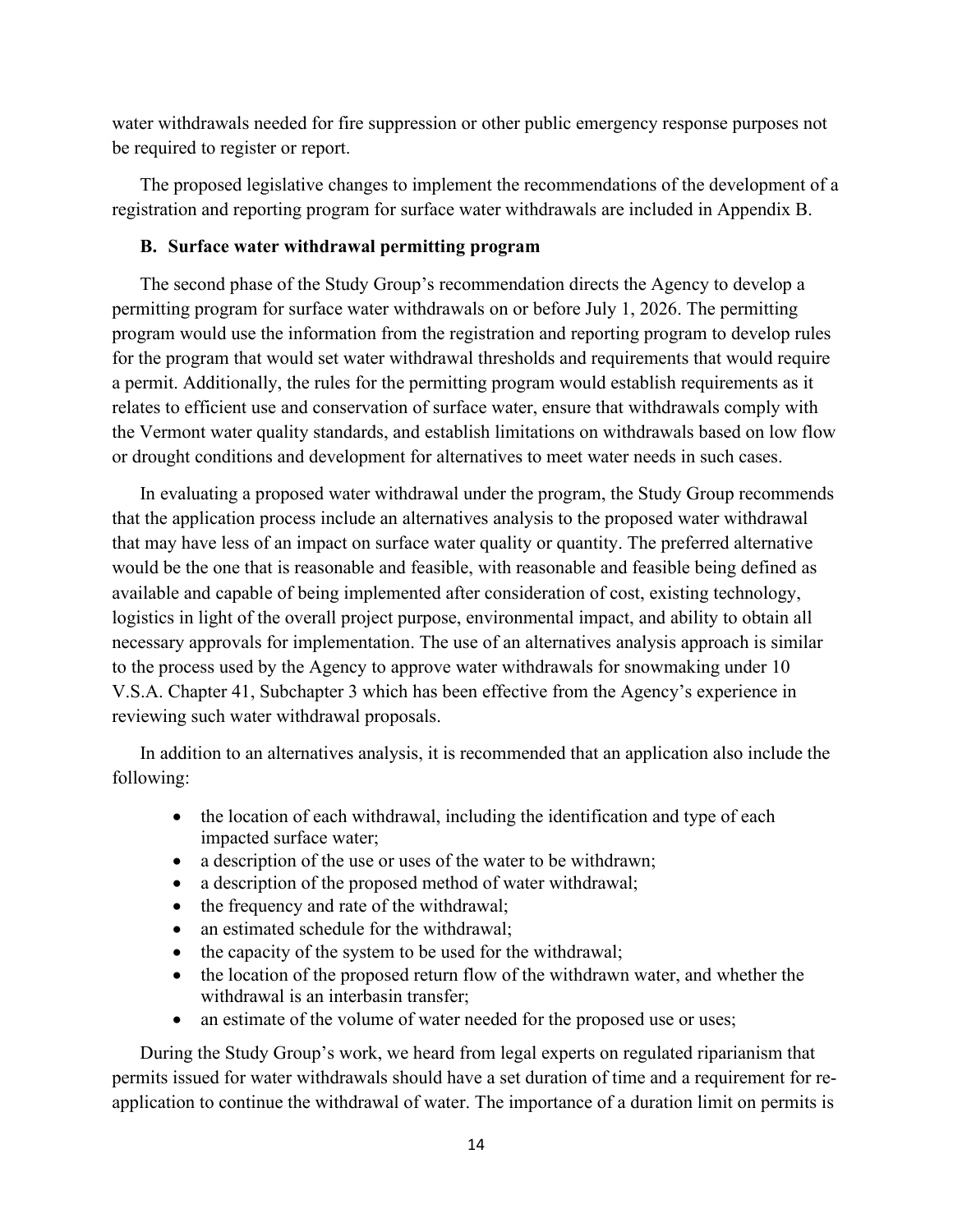water withdrawals needed for fire suppression or other public emergency response purposes not be required to register or report.

The proposed legislative changes to implement the recommendations of the development of a registration and reporting program for surface water withdrawals are included in Appendix B.

### B. Surface water withdrawal permitting program

The second phase of the Study Group's recommendation directs the Agency to develop a permitting program for surface water withdrawals on or before July 1, 2026. The permitting program would use the information from the registration and reporting program to develop rules for the program that would set water withdrawal thresholds and requirements that would require a permit. Additionally, the rules for the permitting program would establish requirements as it relates to efficient use and conservation of surface water, ensure that withdrawals comply with the Vermont water quality standards, and establish limitations on withdrawals based on low flow or drought conditions and development for alternatives to meet water needs in such cases.

In evaluating a proposed water withdrawal under the program, the Study Group recommends that the application process include an alternatives analysis to the proposed water withdrawal that may have less of an impact on surface water quality or quantity. The preferred alternative would be the one that is reasonable and feasible, with reasonable and feasible being defined as available and capable of being implemented after consideration of cost, existing technology, logistics in light of the overall project purpose, environmental impact, and ability to obtain all necessary approvals for implementation. The use of an alternatives analysis approach is similar to the process used by the Agency to approve water withdrawals for snowmaking under 10 V.S.A. Chapter 41, Subchapter 3 which has been effective from the Agency's experience in reviewing such water withdrawal proposals.

In addition to an alternatives analysis, it is recommended that an application also include the following:

- the location of each withdrawal, including the identification and type of each impacted surface water;
- a description of the use or uses of the water to be withdrawn;
- a description of the proposed method of water withdrawal;
- the frequency and rate of the withdrawal;
- an estimated schedule for the withdrawal;
- the capacity of the system to be used for the withdrawal;
- the location of the proposed return flow of the withdrawn water, and whether the withdrawal is an interbasin transfer;
- an estimate of the volume of water needed for the proposed use or uses;

During the Study Group's work, we heard from legal experts on regulated riparianism that permits issued for water withdrawals should have a set duration of time and a requirement for re-application to continue the withdrawal of water. The importance of a duration limit on permits is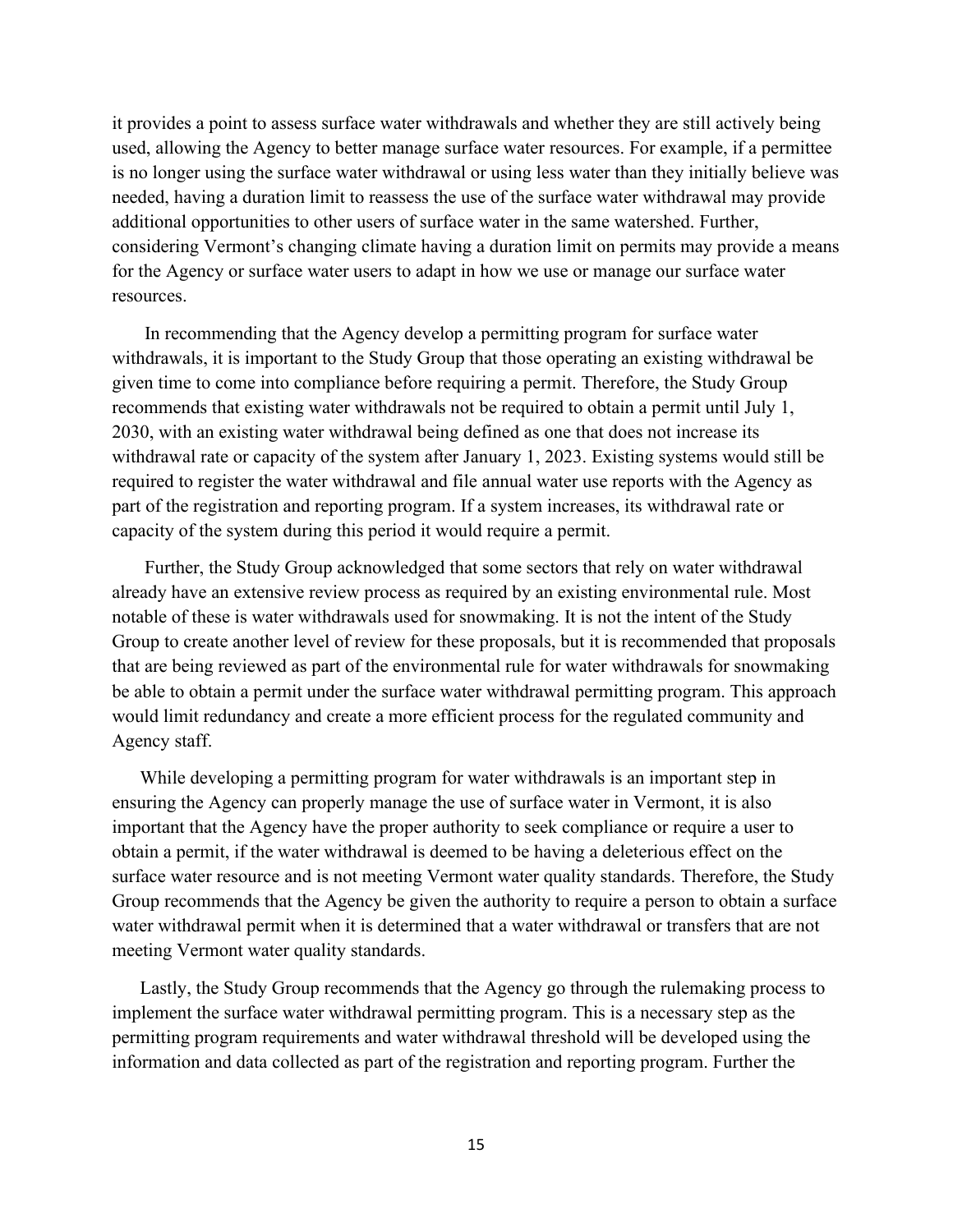it provides a point to assess surface water withdrawals and whether they are still actively being used, allowing the Agency to better manage surface water resources. For example, if a permittee is no longer using the surface water withdrawal or using less water than they initially believe was needed, having a duration limit to reassess the use of the surface water withdrawal may provide additional opportunities to other users of surface water in the same watershed. Further, considering Vermont's changing climate having a duration limit on permits may provide a means for the Agency or surface water users to adapt in how we use or manage our surface water resources.

In recommending that the Agency develop a permitting program for surface water withdrawals, it is important to the Study Group that those operating an existing withdrawal be given time to come into compliance before requiring a permit. Therefore, the Study Group recommends that existing water withdrawals not be required to obtain a permit until July 1, 2030, with an existing water withdrawal being defined as one that does not increase its withdrawal rate or capacity of the system after January 1, 2023. Existing systems would still be required to register the water withdrawal and file annual water use reports with the Agency as part of the registration and reporting program. If a system increases, its withdrawal rate or capacity of the system during this period it would require a permit.

Further, the Study Group acknowledged that some sectors that rely on water withdrawal already have an extensive review process as required by an existing environmental rule. Most notable of these is water withdrawals used for snowmaking. It is not the intent of the Study Group to create another level of review for these proposals, but it is recommended that proposals that are being reviewed as part of the environmental rule for water withdrawals for snowmaking be able to obtain a permit under the surface water withdrawal permitting program. This approach would limit redundancy and create a more efficient process for the regulated community and Agency staff.

While developing a permitting program for water withdrawals is an important step in ensuring the Agency can properly manage the use of surface water in Vermont, it is also important that the Agency have the proper authority to seek compliance or require a user to obtain a permit, if the water withdrawal is deemed to be having a deleterious effect on the surface water resource and is not meeting Vermont water quality standards. Therefore, the Study Group recommends that the Agency be given the authority to require a person to obtain a surface water withdrawal permit when it is determined that a water withdrawal or transfers that are not meeting Vermont water quality standards.

Lastly, the Study Group recommends that the Agency go through the rulemaking process to implement the surface water withdrawal permitting program. This is a necessary step as the permitting program requirements and water withdrawal threshold will be developed using the information and data collected as part of the registration and reporting program. Further the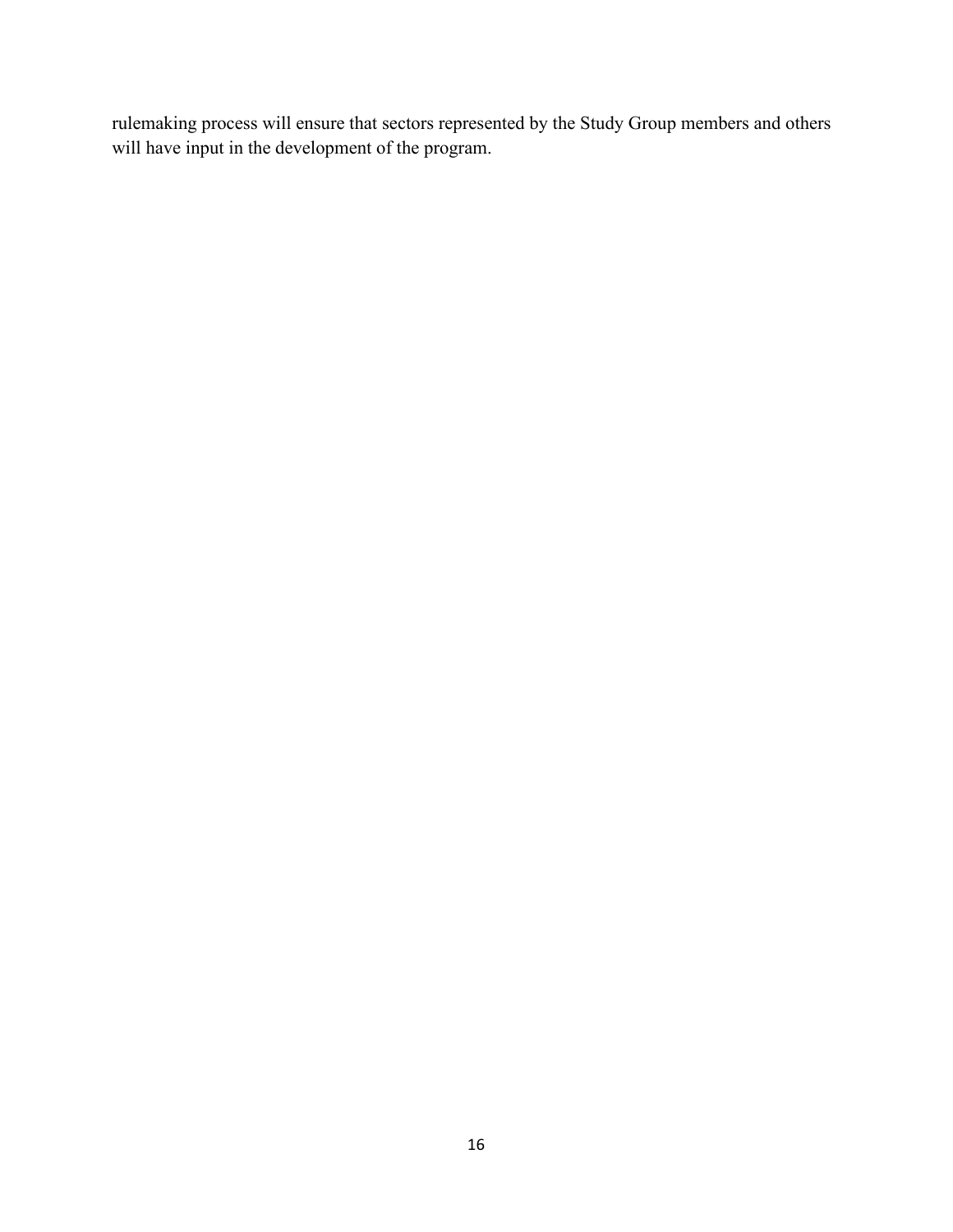rulemaking process will ensure that sectors represented by the Study Group members and others will have input in the development of the program.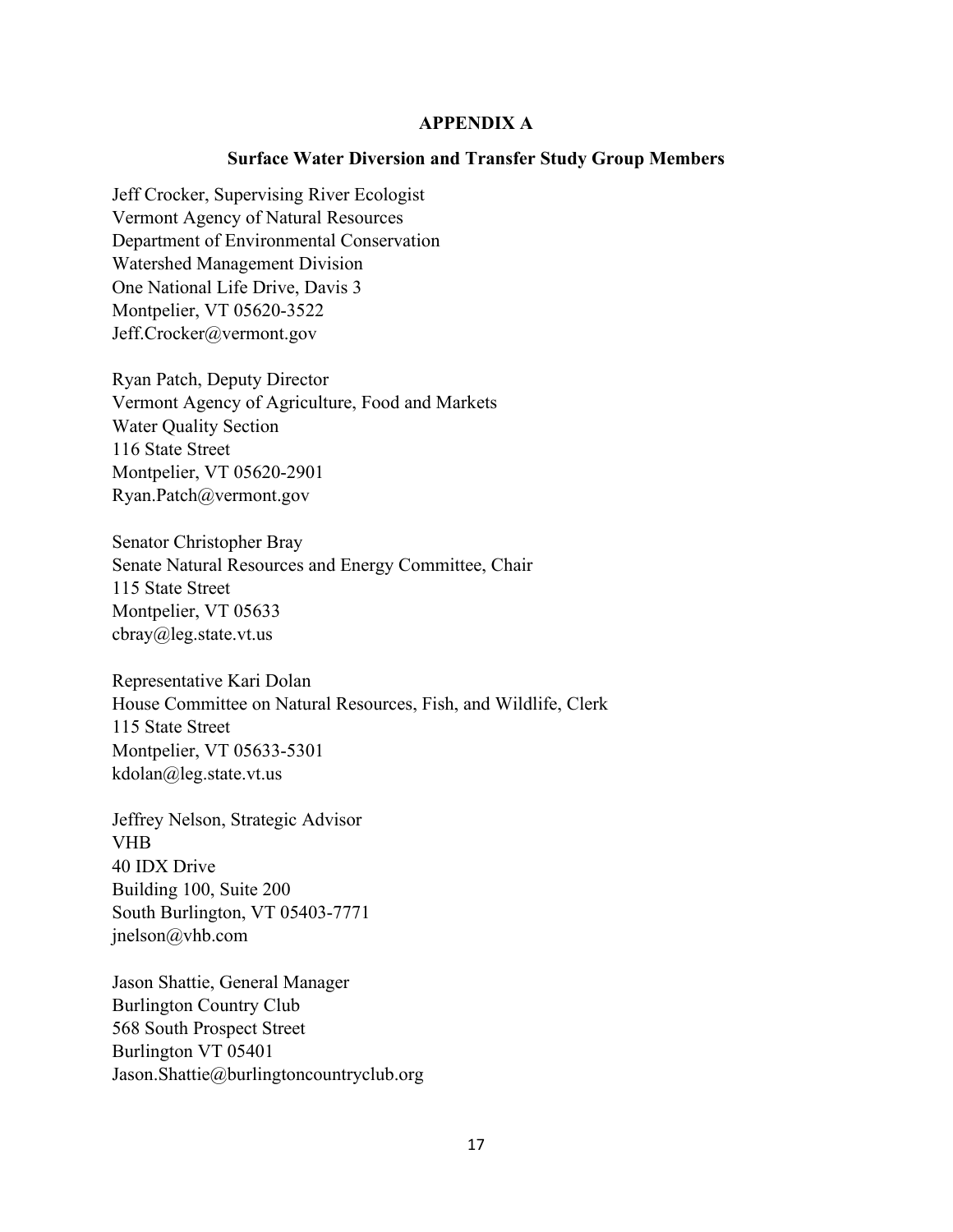## APPENDIX A

### Surface Water Diversion and Transfer Study Group Members

Jeff Crocker, Supervising River Ecologist
Vermont Agency of Natural Resources
Department of Environmental Conservation
Watershed Management Division
One National Life Drive, Davis 3
Montpelier, VT 05620-3522
Jeff.Crocker@vermont.gov

Ryan Patch, Deputy Director
Vermont Agency of Agriculture, Food and Markets
Water Quality Section
116 State Street
Montpelier, VT 05620-2901
Ryan.Patch@vermont.gov

Senator Christopher Bray
Senate Natural Resources and Energy Committee, Chair
115 State Street
Montpelier, VT 05633
cbray@leg.state.vt.us

Representative Kari Dolan
House Committee on Natural Resources, Fish, and Wildlife, Clerk
115 State Street
Montpelier, VT 05633-5301
kdolan@leg.state.vt.us

Jeffrey Nelson, Strategic Advisor
VHB
40 IDX Drive
Building 100, Suite 200
South Burlington, VT 05403-7771
jnelson@vhb.com

Jason Shattie, General Manager
Burlington Country Club
568 South Prospect Street
Burlington VT 05401
Jason.Shattie@burlingtoncountryclub.org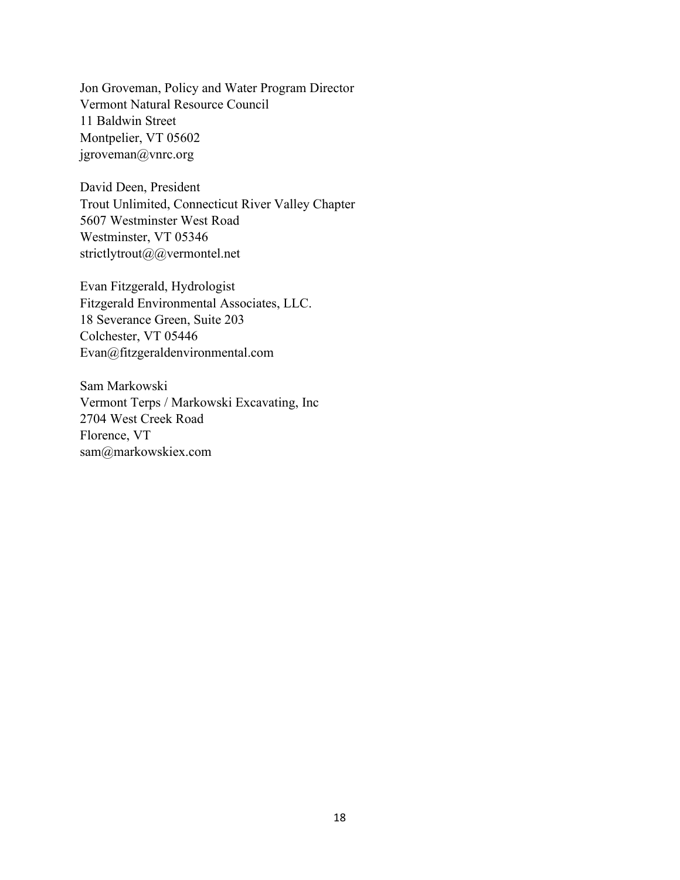Jon Groveman, Policy and Water Program Director
Vermont Natural Resource Council
11 Baldwin Street
Montpelier, VT 05602
jgroveman@vnrc.org

David Deen, President
Trout Unlimited, Connecticut River Valley Chapter
5607 Westminster West Road
Westminster, VT 05346
strictlytrout@@vermontel.net

Evan Fitzgerald, Hydrologist
Fitzgerald Environmental Associates, LLC.
18 Severance Green, Suite 203
Colchester, VT 05446
Evan@fitzgeraldenvironmental.com

Sam Markowski
Vermont Terps / Markowski Excavating, Inc
2704 West Creek Road
Florence, VT
sam@markowskiex.com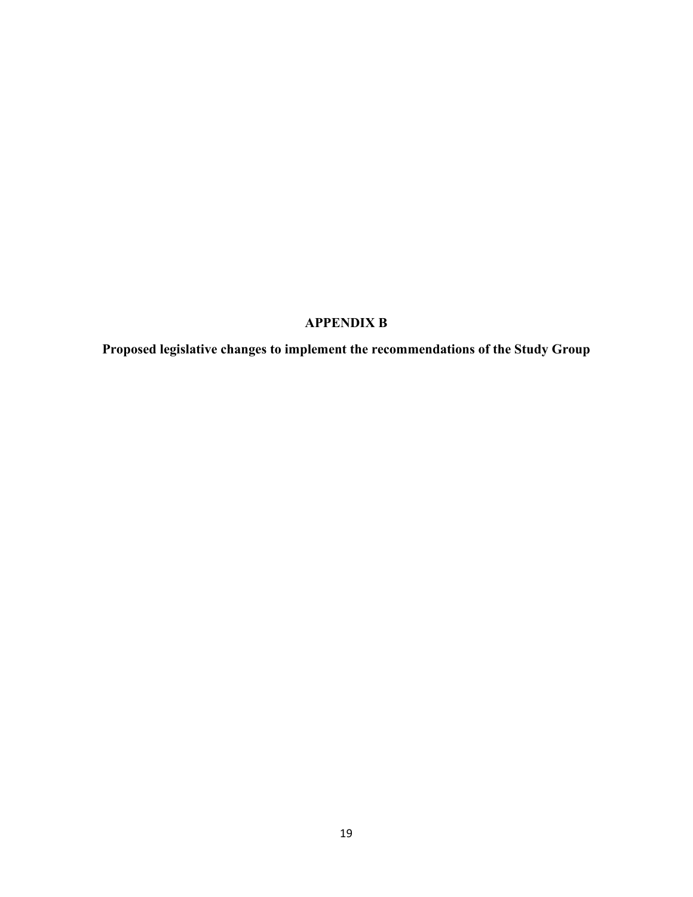# APPENDIX B

## Proposed legislative changes to implement the recommendations of the Study Group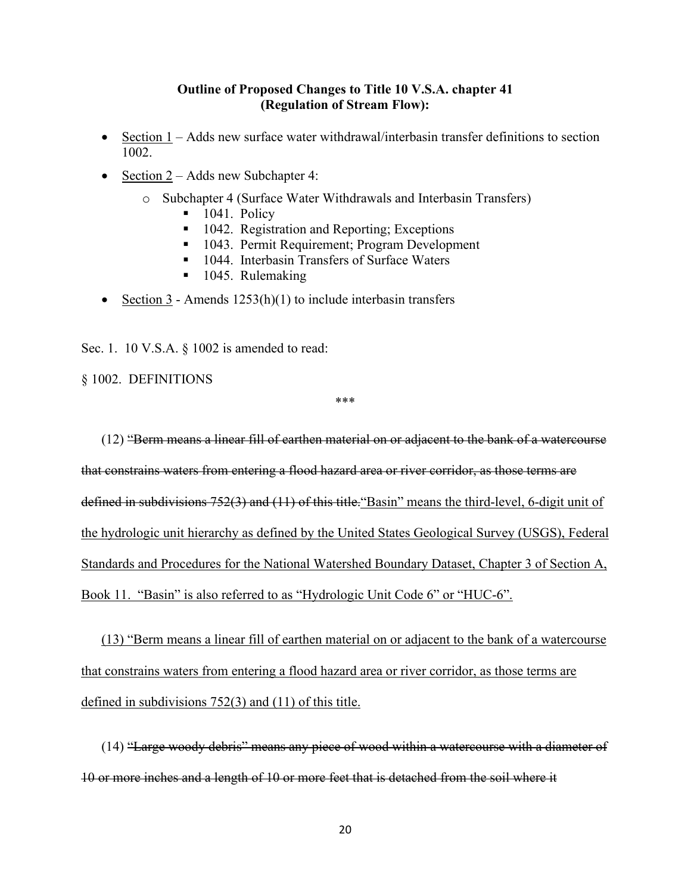**Outline of Proposed Changes to Title 10 V.S.A. chapter 41 (Regulation of Stream Flow):**

- <u>Section 1</u> – Adds new surface water withdrawal/interbasin transfer definitions to section 1002.
- <u>Section 2</u> – Adds new Subchapter 4:
    - Subchapter 4 (Surface Water Withdrawals and Interbasin Transfers)
        - 1041. Policy
        - 1042. Registration and Reporting; Exceptions
        - 1043. Permit Requirement; Program Development
        - 1044. Interbasin Transfers of Surface Waters
        - 1045. Rulemaking
- <u>Section 3</u> - Amends 1253(h)(1) to include interbasin transfers

Sec. 1. 10 V.S.A. § 1002 is amended to read:

§ 1002. DEFINITIONS

\*\*\*

(12) ~~"Berm means a linear fill of earthen material on or adjacent to the bank of a watercourse that constrains waters from entering a flood hazard area or river corridor, as those terms are defined in subdivisions 752(3) and (11) of this title.~~<u>"Basin" means the third-level, 6-digit unit of the hydrologic unit hierarchy as defined by the United States Geological Survey (USGS), Federal Standards and Procedures for the National Watershed Boundary Dataset, Chapter 3 of Section A, Book 11. "Basin" is also referred to as "Hydrologic Unit Code 6" or "HUC-6".</u>

<u>(13) "Berm means a linear fill of earthen material on or adjacent to the bank of a watercourse that constrains waters from entering a flood hazard area or river corridor, as those terms are defined in subdivisions 752(3) and (11) of this title.</u>

(14) ~~"Large woody debris" means any piece of wood within a watercourse with a diameter of 10 or more inches and a length of 10 or more feet that is detached from the soil where it~~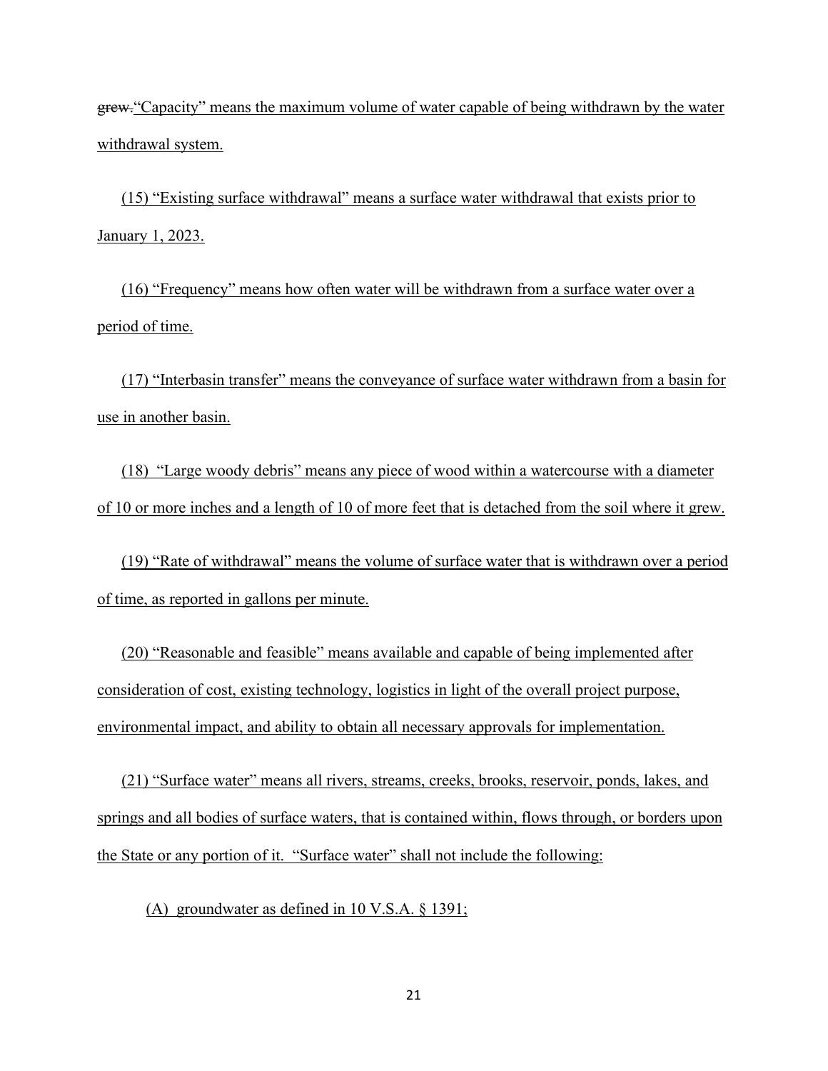~~grew.~~"Capacity" means the maximum volume of water capable of being withdrawn by the water withdrawal system.

(15) "Existing surface withdrawal" means a surface water withdrawal that exists prior to January 1, 2023.

(16) "Frequency" means how often water will be withdrawn from a surface water over a period of time.

(17) "Interbasin transfer" means the conveyance of surface water withdrawn from a basin for use in another basin.

(18) "Large woody debris" means any piece of wood within a watercourse with a diameter of 10 or more inches and a length of 10 of more feet that is detached from the soil where it grew.

(19) "Rate of withdrawal" means the volume of surface water that is withdrawn over a period of time, as reported in gallons per minute.

(20) "Reasonable and feasible" means available and capable of being implemented after consideration of cost, existing technology, logistics in light of the overall project purpose, environmental impact, and ability to obtain all necessary approvals for implementation.

(21) "Surface water" means all rivers, streams, creeks, brooks, reservoir, ponds, lakes, and springs and all bodies of surface waters, that is contained within, flows through, or borders upon the State or any portion of it. "Surface water" shall not include the following:

(A) groundwater as defined in 10 V.S.A. § 1391;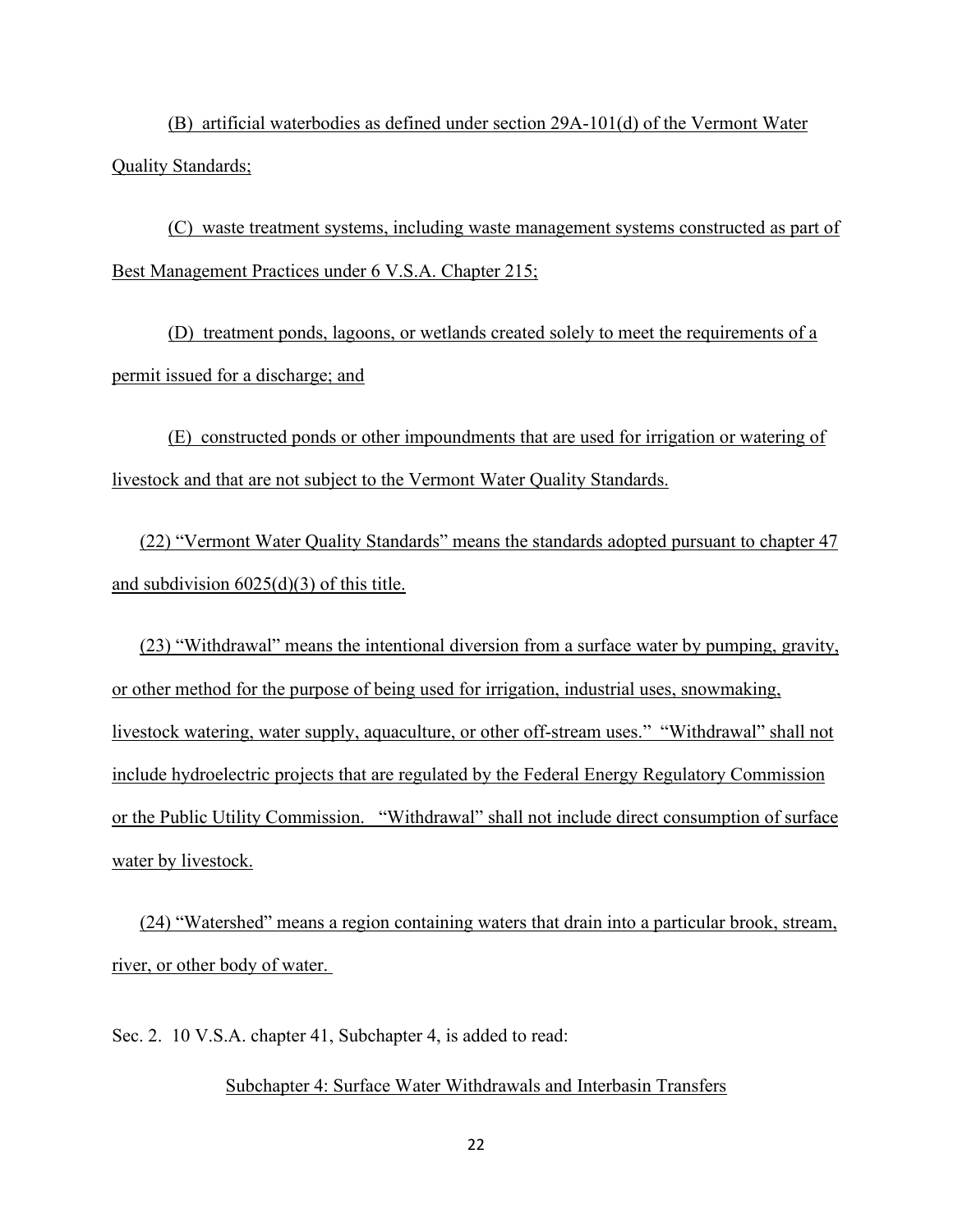(B) artificial waterbodies as defined under section 29A-101(d) of the Vermont Water Quality Standards;

(C) waste treatment systems, including waste management systems constructed as part of Best Management Practices under 6 V.S.A. Chapter 215;

(D) treatment ponds, lagoons, or wetlands created solely to meet the requirements of a permit issued for a discharge; and

(E) constructed ponds or other impoundments that are used for irrigation or watering of livestock and that are not subject to the Vermont Water Quality Standards.

(22) "Vermont Water Quality Standards" means the standards adopted pursuant to chapter 47 and subdivision 6025(d)(3) of this title.

(23) "Withdrawal" means the intentional diversion from a surface water by pumping, gravity, or other method for the purpose of being used for irrigation, industrial uses, snowmaking, livestock watering, water supply, aquaculture, or other off-stream uses." "Withdrawal" shall not include hydroelectric projects that are regulated by the Federal Energy Regulatory Commission or the Public Utility Commission. "Withdrawal" shall not include direct consumption of surface water by livestock.

(24) "Watershed" means a region containing waters that drain into a particular brook, stream, river, or other body of water.

Sec. 2. 10 V.S.A. chapter 41, Subchapter 4, is added to read:

Subchapter 4: Surface Water Withdrawals and Interbasin Transfers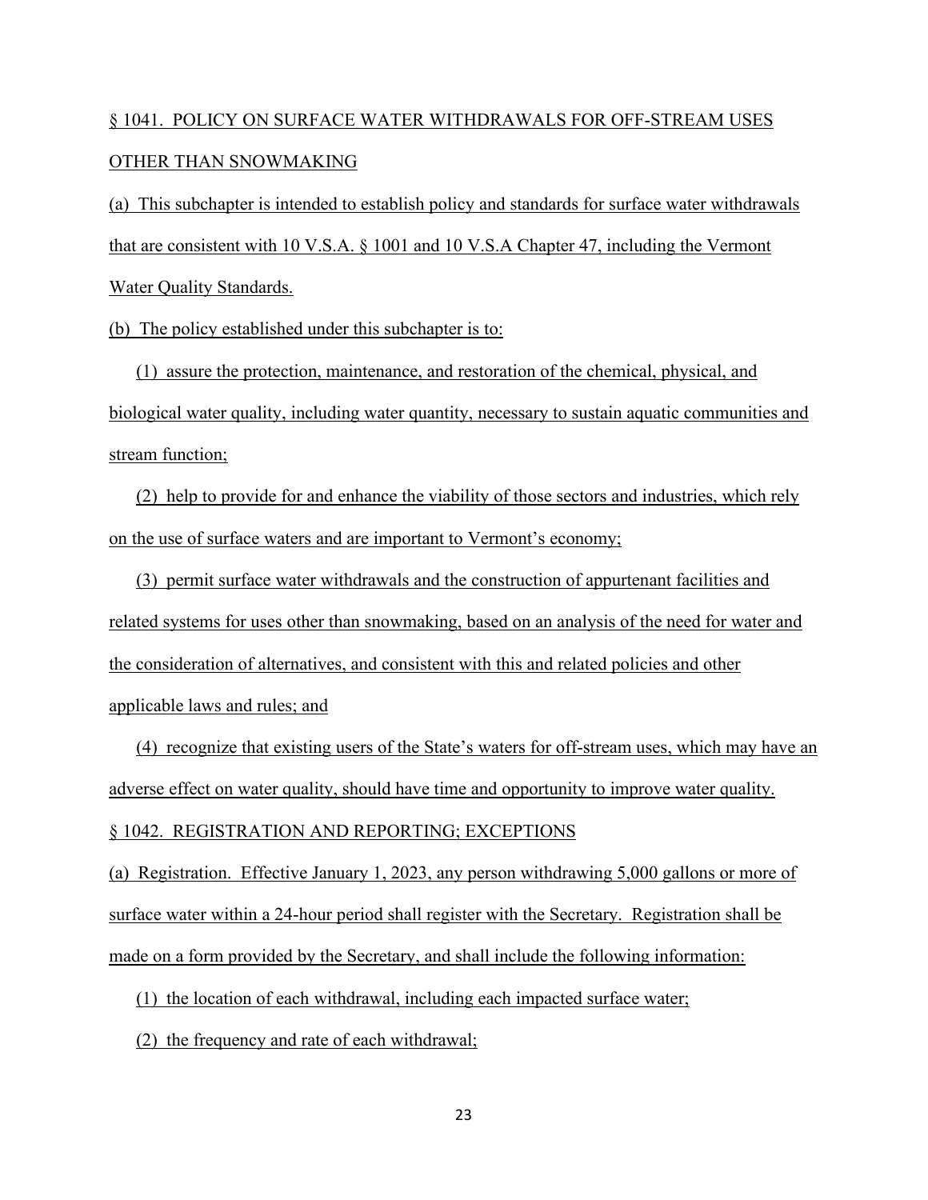§ 1041. POLICY ON SURFACE WATER WITHDRAWALS FOR OFF-STREAM USES OTHER THAN SNOWMAKING

(a) This subchapter is intended to establish policy and standards for surface water withdrawals that are consistent with 10 V.S.A. § 1001 and 10 V.S.A Chapter 47, including the Vermont Water Quality Standards.

(b) The policy established under this subchapter is to:

(1) assure the protection, maintenance, and restoration of the chemical, physical, and biological water quality, including water quantity, necessary to sustain aquatic communities and stream function;

(2) help to provide for and enhance the viability of those sectors and industries, which rely on the use of surface waters and are important to Vermont's economy;

(3) permit surface water withdrawals and the construction of appurtenant facilities and related systems for uses other than snowmaking, based on an analysis of the need for water and the consideration of alternatives, and consistent with this and related policies and other applicable laws and rules; and

(4) recognize that existing users of the State's waters for off-stream uses, which may have an adverse effect on water quality, should have time and opportunity to improve water quality.

§ 1042. REGISTRATION AND REPORTING; EXCEPTIONS

(a) Registration. Effective January 1, 2023, any person withdrawing 5,000 gallons or more of surface water within a 24-hour period shall register with the Secretary. Registration shall be made on a form provided by the Secretary, and shall include the following information:

(1) the location of each withdrawal, including each impacted surface water;

(2) the frequency and rate of each withdrawal;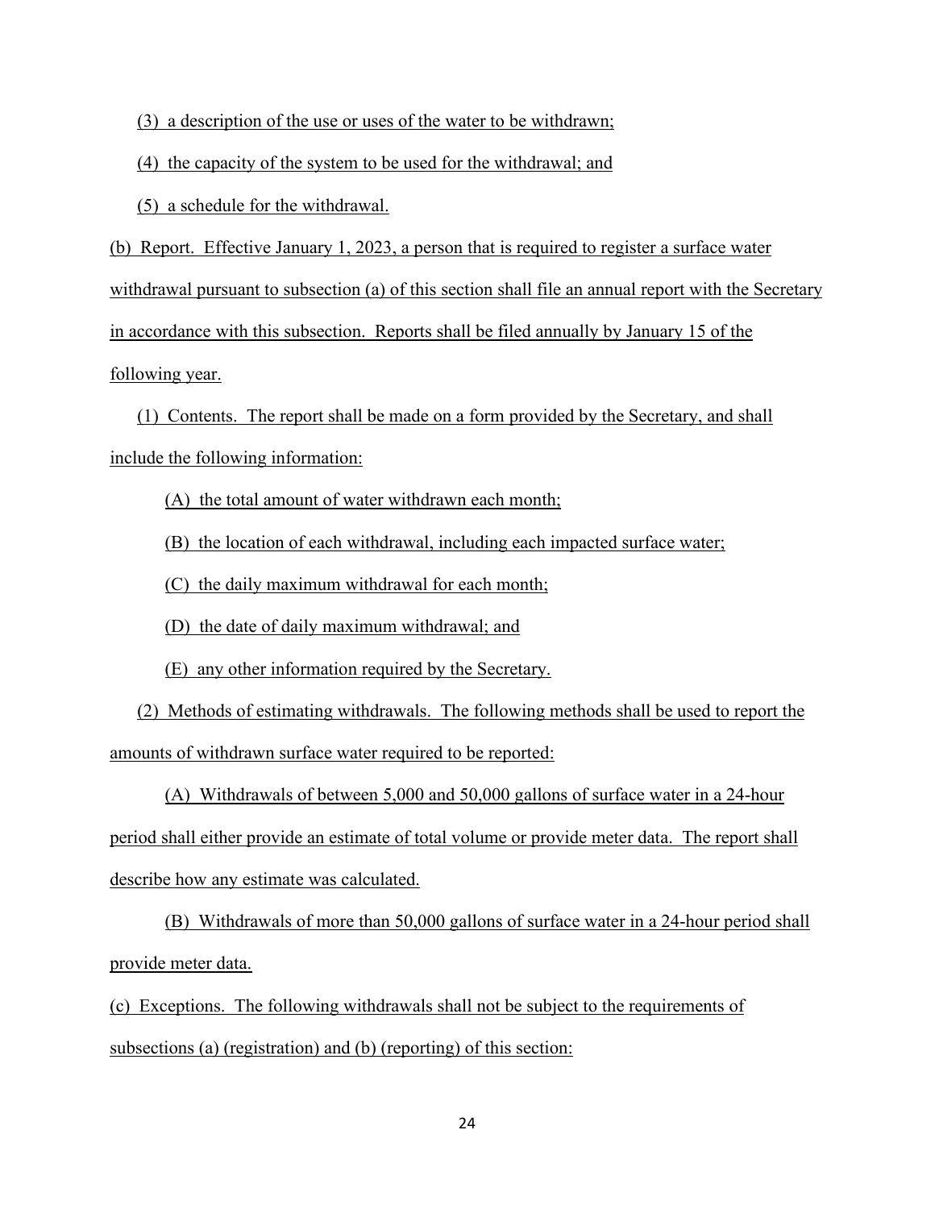(3) a description of the use or uses of the water to be withdrawn;

(4) the capacity of the system to be used for the withdrawal; and

(5) a schedule for the withdrawal.

(b) Report. Effective January 1, 2023, a person that is required to register a surface water withdrawal pursuant to subsection (a) of this section shall file an annual report with the Secretary in accordance with this subsection. Reports shall be filed annually by January 15 of the following year.

(1) Contents. The report shall be made on a form provided by the Secretary, and shall include the following information:

(A) the total amount of water withdrawn each month;

(B) the location of each withdrawal, including each impacted surface water;

(C) the daily maximum withdrawal for each month;

(D) the date of daily maximum withdrawal; and

(E) any other information required by the Secretary.

(2) Methods of estimating withdrawals. The following methods shall be used to report the amounts of withdrawn surface water required to be reported:

(A) Withdrawals of between 5,000 and 50,000 gallons of surface water in a 24-hour period shall either provide an estimate of total volume or provide meter data. The report shall describe how any estimate was calculated.

(B) Withdrawals of more than 50,000 gallons of surface water in a 24-hour period shall provide meter data.

(c) Exceptions. The following withdrawals shall not be subject to the requirements of subsections (a) (registration) and (b) (reporting) of this section: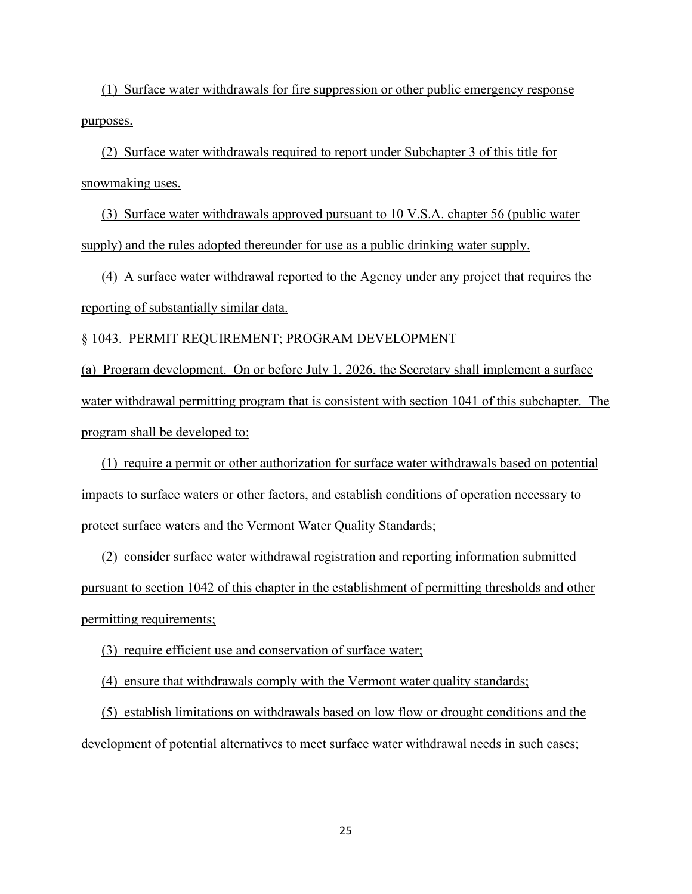(1) Surface water withdrawals for fire suppression or other public emergency response purposes.

(2) Surface water withdrawals required to report under Subchapter 3 of this title for snowmaking uses.

(3) Surface water withdrawals approved pursuant to 10 V.S.A. chapter 56 (public water supply) and the rules adopted thereunder for use as a public drinking water supply.

(4) A surface water withdrawal reported to the Agency under any project that requires the reporting of substantially similar data.

§ 1043. PERMIT REQUIREMENT; PROGRAM DEVELOPMENT

(a) Program development. On or before July 1, 2026, the Secretary shall implement a surface water withdrawal permitting program that is consistent with section 1041 of this subchapter. The program shall be developed to:

(1) require a permit or other authorization for surface water withdrawals based on potential impacts to surface waters or other factors, and establish conditions of operation necessary to protect surface waters and the Vermont Water Quality Standards;

(2) consider surface water withdrawal registration and reporting information submitted pursuant to section 1042 of this chapter in the establishment of permitting thresholds and other permitting requirements;

(3) require efficient use and conservation of surface water;

(4) ensure that withdrawals comply with the Vermont water quality standards;

(5) establish limitations on withdrawals based on low flow or drought conditions and the development of potential alternatives to meet surface water withdrawal needs in such cases;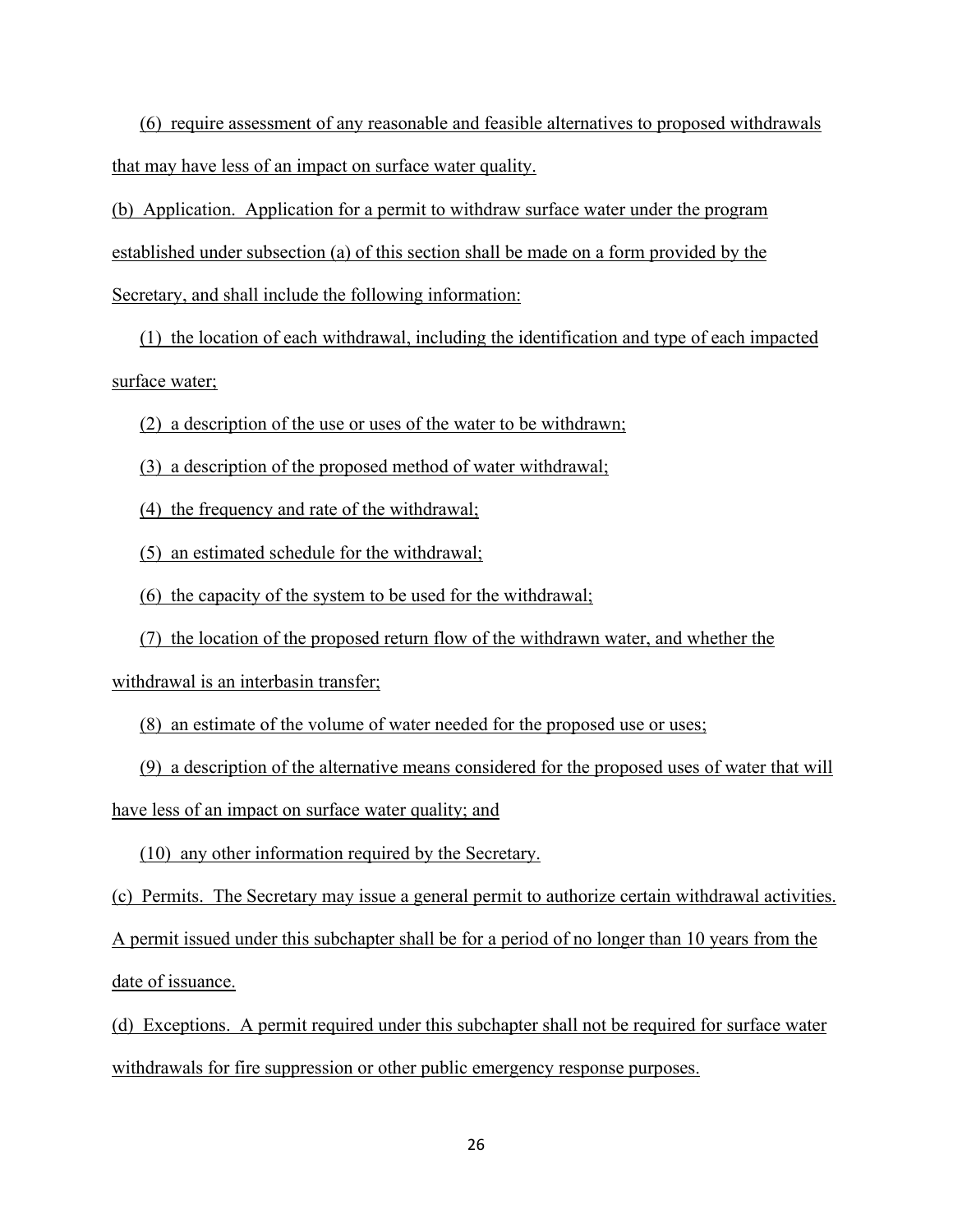(6) require assessment of any reasonable and feasible alternatives to proposed withdrawals that may have less of an impact on surface water quality.

(b) Application. Application for a permit to withdraw surface water under the program established under subsection (a) of this section shall be made on a form provided by the Secretary, and shall include the following information:

(1) the location of each withdrawal, including the identification and type of each impacted surface water;

(2) a description of the use or uses of the water to be withdrawn;

(3) a description of the proposed method of water withdrawal;

(4) the frequency and rate of the withdrawal;

(5) an estimated schedule for the withdrawal;

(6) the capacity of the system to be used for the withdrawal;

(7) the location of the proposed return flow of the withdrawn water, and whether the withdrawal is an interbasin transfer;

(8) an estimate of the volume of water needed for the proposed use or uses;

(9) a description of the alternative means considered for the proposed uses of water that will have less of an impact on surface water quality; and

(10) any other information required by the Secretary.

(c) Permits. The Secretary may issue a general permit to authorize certain withdrawal activities. A permit issued under this subchapter shall be for a period of no longer than 10 years from the date of issuance.

(d) Exceptions. A permit required under this subchapter shall not be required for surface water withdrawals for fire suppression or other public emergency response purposes.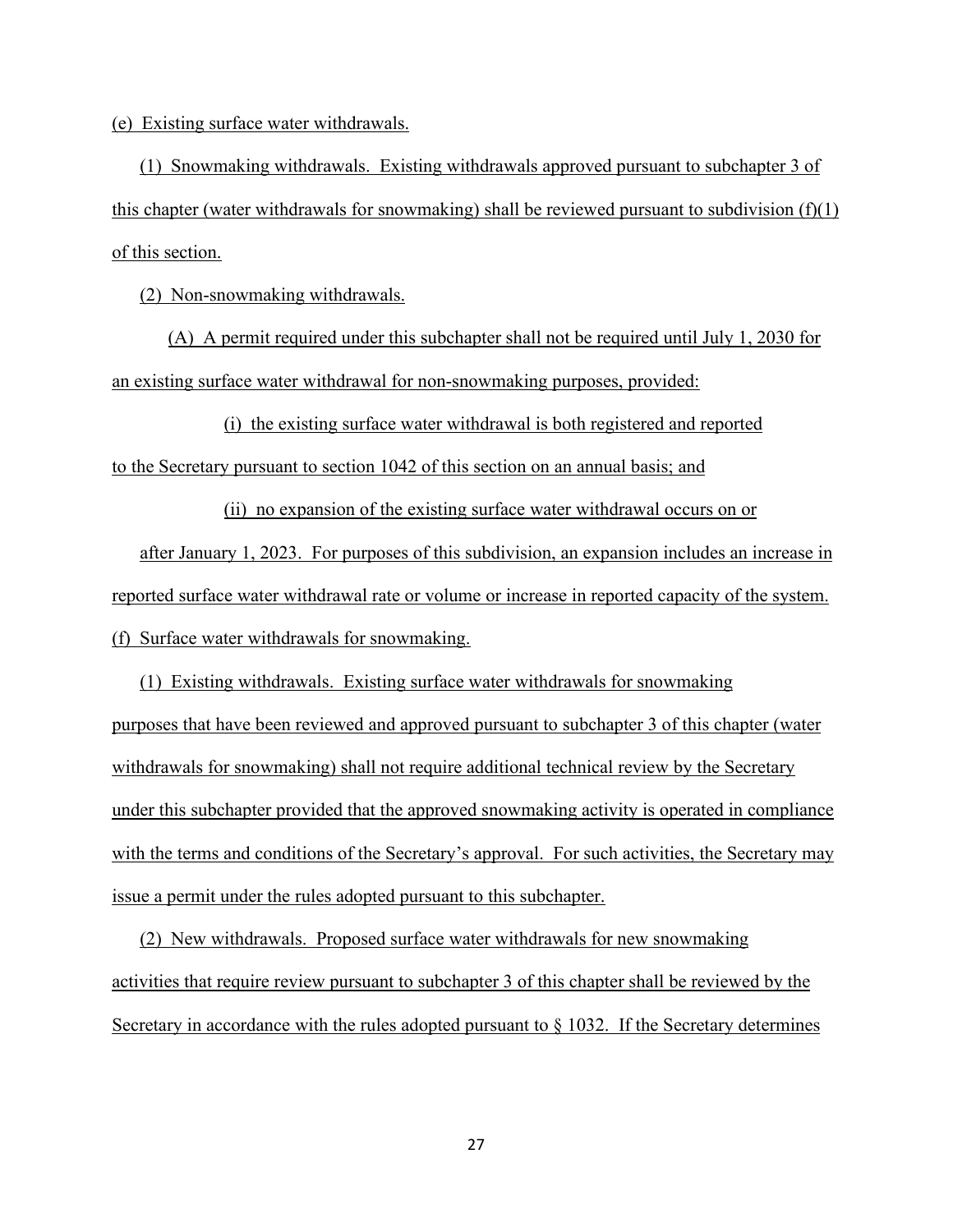(e) Existing surface water withdrawals.

(1) Snowmaking withdrawals. Existing withdrawals approved pursuant to subchapter 3 of this chapter (water withdrawals for snowmaking) shall be reviewed pursuant to subdivision (f)(1) of this section.

(2) Non-snowmaking withdrawals.

(A) A permit required under this subchapter shall not be required until July 1, 2030 for an existing surface water withdrawal for non-snowmaking purposes, provided:

(i) the existing surface water withdrawal is both registered and reported to the Secretary pursuant to section 1042 of this section on an annual basis; and

(ii) no expansion of the existing surface water withdrawal occurs on or after January 1, 2023. For purposes of this subdivision, an expansion includes an increase in reported surface water withdrawal rate or volume or increase in reported capacity of the system.

(f) Surface water withdrawals for snowmaking.

(1) Existing withdrawals. Existing surface water withdrawals for snowmaking purposes that have been reviewed and approved pursuant to subchapter 3 of this chapter (water withdrawals for snowmaking) shall not require additional technical review by the Secretary under this subchapter provided that the approved snowmaking activity is operated in compliance with the terms and conditions of the Secretary's approval. For such activities, the Secretary may issue a permit under the rules adopted pursuant to this subchapter.

(2) New withdrawals. Proposed surface water withdrawals for new snowmaking activities that require review pursuant to subchapter 3 of this chapter shall be reviewed by the Secretary in accordance with the rules adopted pursuant to § 1032. If the Secretary determines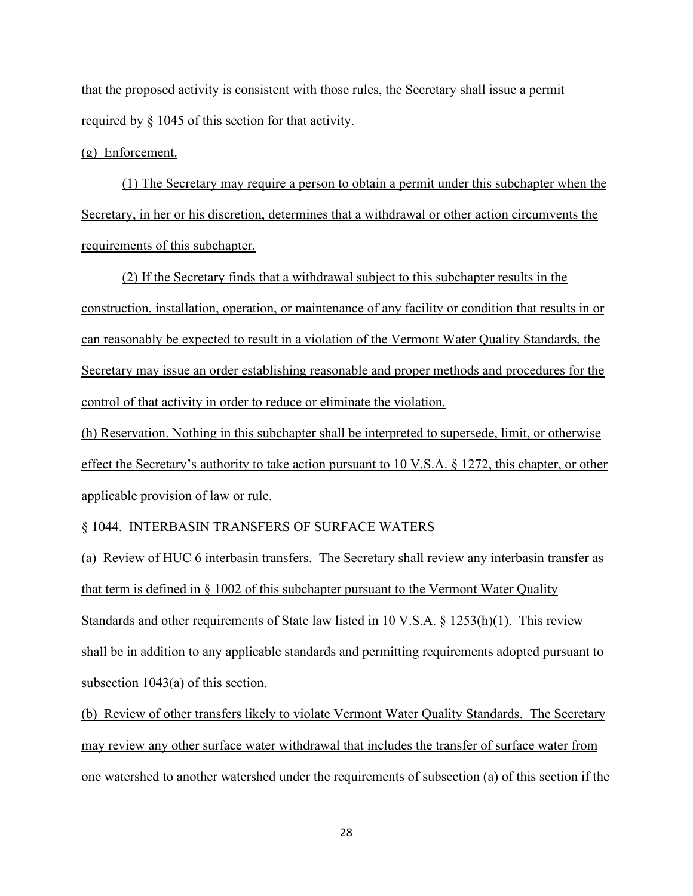that the proposed activity is consistent with those rules, the Secretary shall issue a permit required by § 1045 of this section for that activity.

(g) Enforcement.

(1) The Secretary may require a person to obtain a permit under this subchapter when the Secretary, in her or his discretion, determines that a withdrawal or other action circumvents the requirements of this subchapter.

(2) If the Secretary finds that a withdrawal subject to this subchapter results in the construction, installation, operation, or maintenance of any facility or condition that results in or can reasonably be expected to result in a violation of the Vermont Water Quality Standards, the Secretary may issue an order establishing reasonable and proper methods and procedures for the control of that activity in order to reduce or eliminate the violation.

(h) Reservation. Nothing in this subchapter shall be interpreted to supersede, limit, or otherwise effect the Secretary's authority to take action pursuant to 10 V.S.A. § 1272, this chapter, or other applicable provision of law or rule.

§ 1044. INTERBASIN TRANSFERS OF SURFACE WATERS

(a) Review of HUC 6 interbasin transfers. The Secretary shall review any interbasin transfer as that term is defined in § 1002 of this subchapter pursuant to the Vermont Water Quality Standards and other requirements of State law listed in 10 V.S.A. § 1253(h)(1). This review shall be in addition to any applicable standards and permitting requirements adopted pursuant to subsection 1043(a) of this section.

(b) Review of other transfers likely to violate Vermont Water Quality Standards. The Secretary may review any other surface water withdrawal that includes the transfer of surface water from one watershed to another watershed under the requirements of subsection (a) of this section if the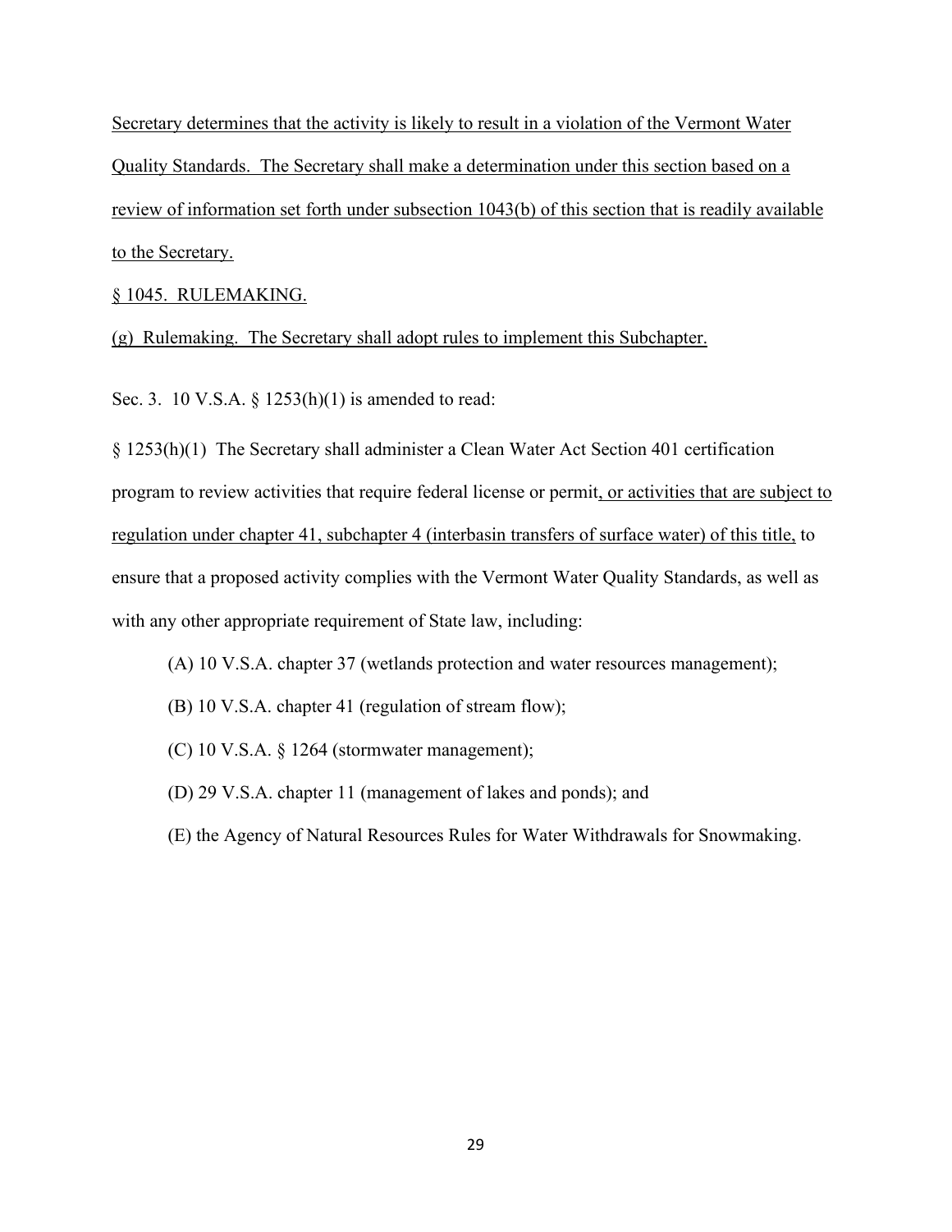Secretary determines that the activity is likely to result in a violation of the Vermont Water Quality Standards. The Secretary shall make a determination under this section based on a review of information set forth under subsection 1043(b) of this section that is readily available to the Secretary.

§ 1045. RULEMAKING.

(g) Rulemaking. The Secretary shall adopt rules to implement this Subchapter.

Sec. 3. 10 V.S.A. § 1253(h)(1) is amended to read:

§ 1253(h)(1) The Secretary shall administer a Clean Water Act Section 401 certification program to review activities that require federal license or permit, or activities that are subject to regulation under chapter 41, subchapter 4 (interbasin transfers of surface water) of this title, to ensure that a proposed activity complies with the Vermont Water Quality Standards, as well as with any other appropriate requirement of State law, including:

(A) 10 V.S.A. chapter 37 (wetlands protection and water resources management);

(B) 10 V.S.A. chapter 41 (regulation of stream flow);

(C) 10 V.S.A. § 1264 (stormwater management);

(D) 29 V.S.A. chapter 11 (management of lakes and ponds); and

(E) the Agency of Natural Resources Rules for Water Withdrawals for Snowmaking.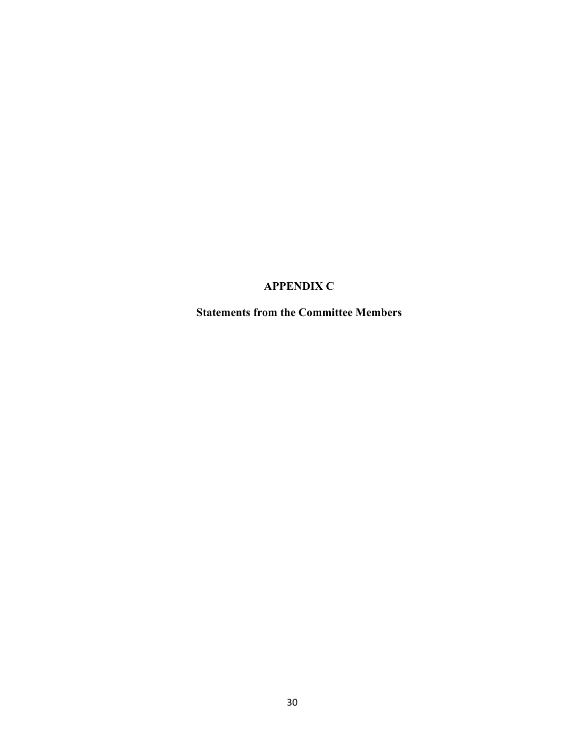# APPENDIX C

## Statements from the Committee Members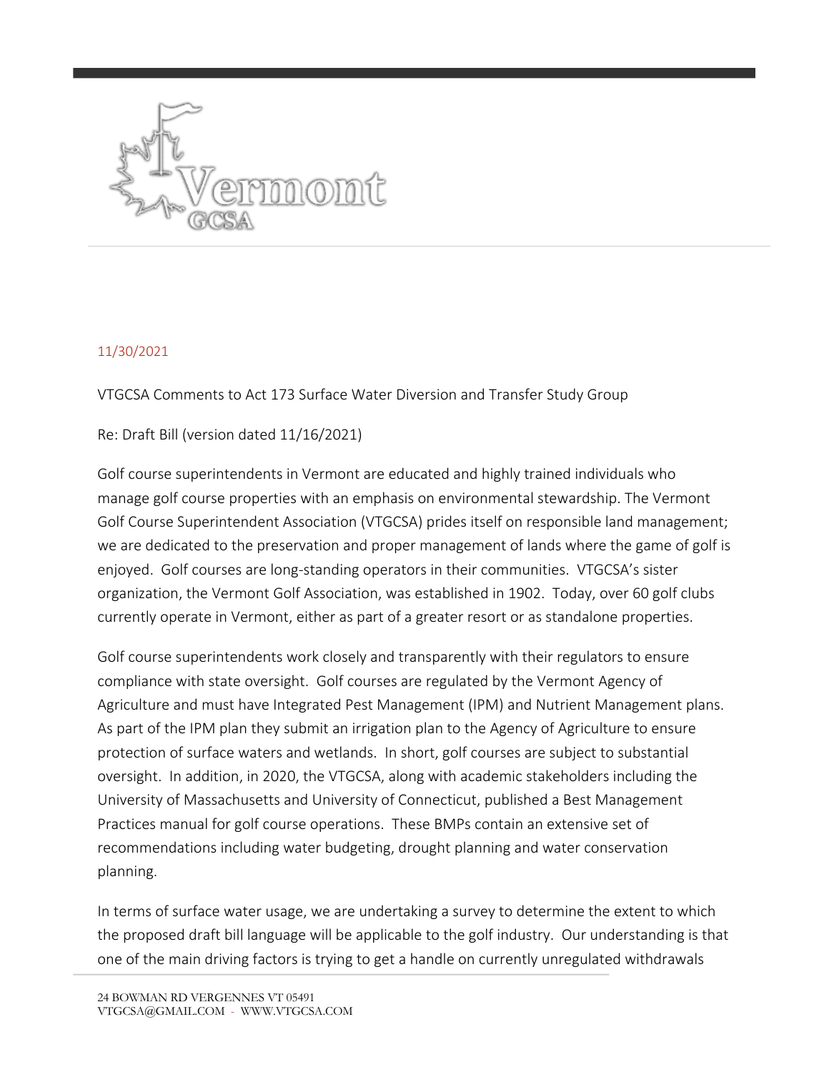11/30/2021

VTGCSA Comments to Act 173 Surface Water Diversion and Transfer Study Group

Re: Draft Bill (version dated 11/16/2021)

Golf course superintendents in Vermont are educated and highly trained individuals who manage golf course properties with an emphasis on environmental stewardship. The Vermont Golf Course Superintendent Association (VTGCSA) prides itself on responsible land management; we are dedicated to the preservation and proper management of lands where the game of golf is enjoyed. Golf courses are long-standing operators in their communities. VTGCSA's sister organization, the Vermont Golf Association, was established in 1902. Today, over 60 golf clubs currently operate in Vermont, either as part of a greater resort or as standalone properties.

Golf course superintendents work closely and transparently with their regulators to ensure compliance with state oversight. Golf courses are regulated by the Vermont Agency of Agriculture and must have Integrated Pest Management (IPM) and Nutrient Management plans. As part of the IPM plan they submit an irrigation plan to the Agency of Agriculture to ensure protection of surface waters and wetlands. In short, golf courses are subject to substantial oversight. In addition, in 2020, the VTGCSA, along with academic stakeholders including the University of Massachusetts and University of Connecticut, published a Best Management Practices manual for golf course operations. These BMPs contain an extensive set of recommendations including water budgeting, drought planning and water conservation planning.

In terms of surface water usage, we are undertaking a survey to determine the extent to which the proposed draft bill language will be applicable to the golf industry. Our understanding is that one of the main driving factors is trying to get a handle on currently unregulated withdrawals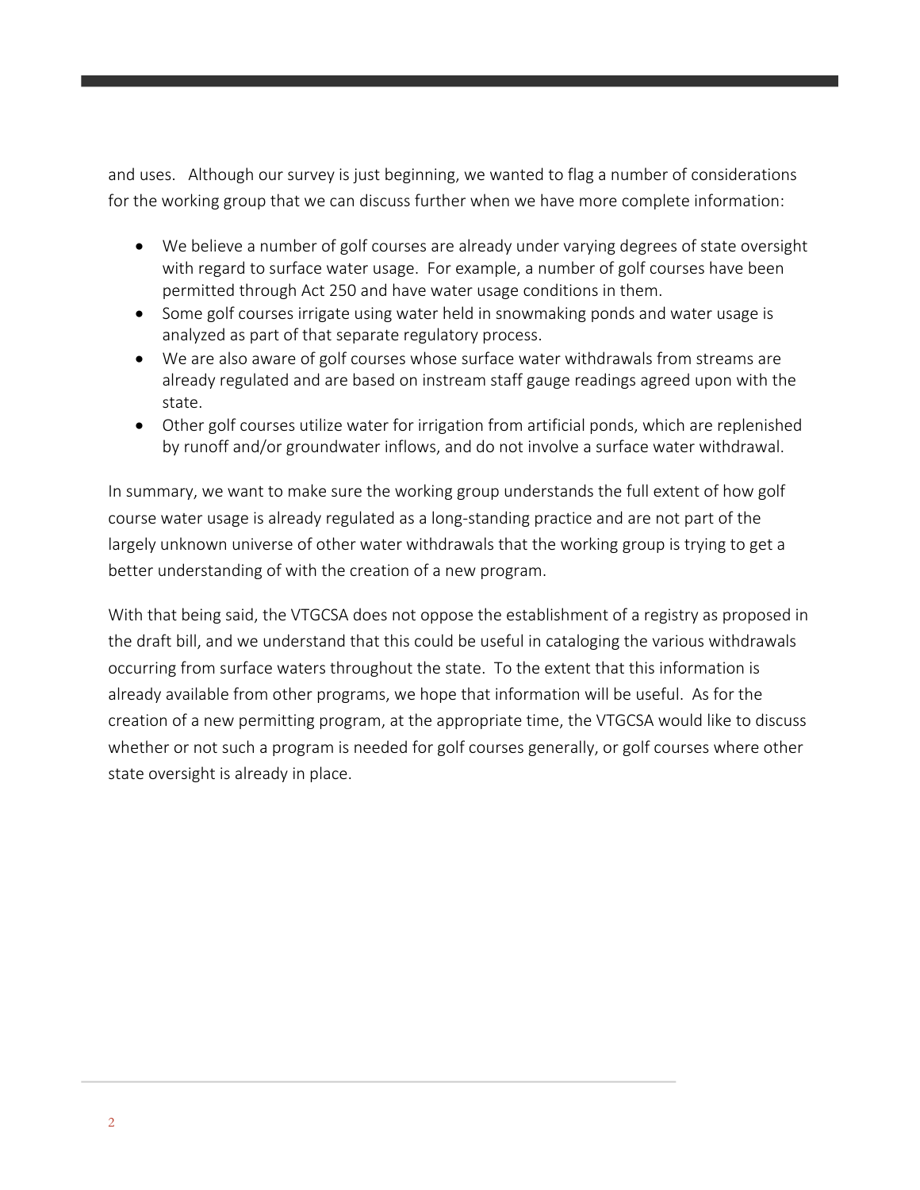and uses. Although our survey is just beginning, we wanted to flag a number of considerations for the working group that we can discuss further when we have more complete information:

- We believe a number of golf courses are already under varying degrees of state oversight with regard to surface water usage. For example, a number of golf courses have been permitted through Act 250 and have water usage conditions in them.
- Some golf courses irrigate using water held in snowmaking ponds and water usage is analyzed as part of that separate regulatory process.
- We are also aware of golf courses whose surface water withdrawals from streams are already regulated and are based on instream staff gauge readings agreed upon with the state.
- Other golf courses utilize water for irrigation from artificial ponds, which are replenished by runoff and/or groundwater inflows, and do not involve a surface water withdrawal.

In summary, we want to make sure the working group understands the full extent of how golf course water usage is already regulated as a long-standing practice and are not part of the largely unknown universe of other water withdrawals that the working group is trying to get a better understanding of with the creation of a new program.

With that being said, the VTGCSA does not oppose the establishment of a registry as proposed in the draft bill, and we understand that this could be useful in cataloging the various withdrawals occurring from surface waters throughout the state. To the extent that this information is already available from other programs, we hope that information will be useful. As for the creation of a new permitting program, at the appropriate time, the VTGCSA would like to discuss whether or not such a program is needed for golf courses generally, or golf courses where other state oversight is already in place.